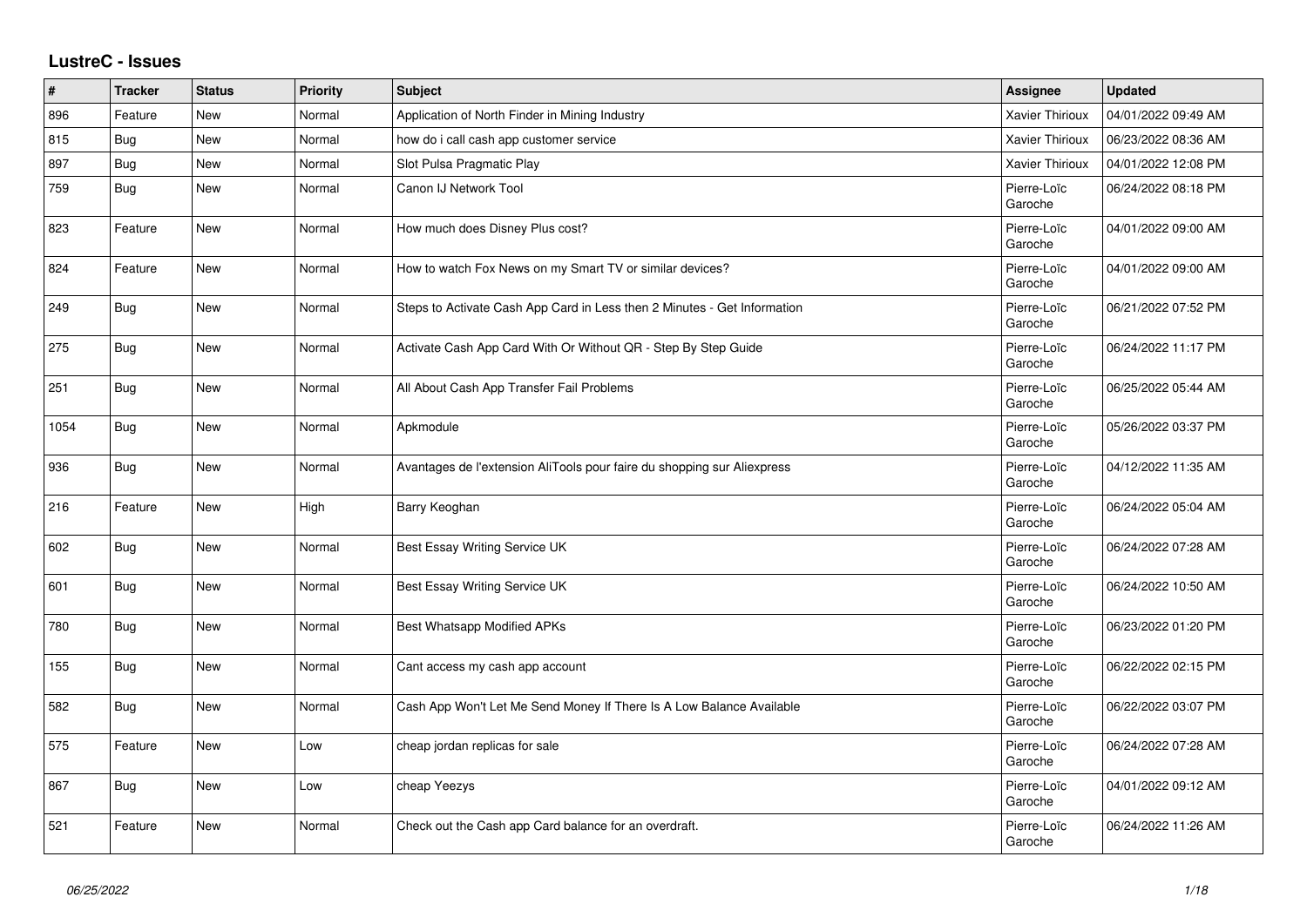# LustreC - Issues

| # | Tracker | Status | Priority | Subject | Assignee | Updated |
|---|---|---|---|---|---|---|
| 896 | Feature | New | Normal | Application of North Finder in Mining Industry | Xavier Thirioux | 04/01/2022 09:49 AM |
| 815 | Bug | New | Normal | how do i call cash app customer service | Xavier Thirioux | 06/23/2022 08:36 AM |
| 897 | Bug | New | Normal | Slot Pulsa Pragmatic Play | Xavier Thirioux | 04/01/2022 12:08 PM |
| 759 | Bug | New | Normal | Canon IJ Network Tool | Pierre-Loïc Garoche | 06/24/2022 08:18 PM |
| 823 | Feature | New | Normal | How much does Disney Plus cost? | Pierre-Loïc Garoche | 04/01/2022 09:00 AM |
| 824 | Feature | New | Normal | How to watch Fox News on my Smart TV or similar devices? | Pierre-Loïc Garoche | 04/01/2022 09:00 AM |
| 249 | Bug | New | Normal | Steps to Activate Cash App Card in Less then 2 Minutes - Get Information | Pierre-Loïc Garoche | 06/21/2022 07:52 PM |
| 275 | Bug | New | Normal | Activate Cash App Card With Or Without QR - Step By Step Guide | Pierre-Loïc Garoche | 06/24/2022 11:17 PM |
| 251 | Bug | New | Normal | All About Cash App Transfer Fail Problems | Pierre-Loïc Garoche | 06/25/2022 05:44 AM |
| 1054 | Bug | New | Normal | Apkmodule | Pierre-Loïc Garoche | 05/26/2022 03:37 PM |
| 936 | Bug | New | Normal | Avantages de l'extension AliTools pour faire du shopping sur Aliexpress | Pierre-Loïc Garoche | 04/12/2022 11:35 AM |
| 216 | Feature | New | High | Barry Keoghan | Pierre-Loïc Garoche | 06/24/2022 05:04 AM |
| 602 | Bug | New | Normal | Best Essay Writing Service UK | Pierre-Loïc Garoche | 06/24/2022 07:28 AM |
| 601 | Bug | New | Normal | Best Essay Writing Service UK | Pierre-Loïc Garoche | 06/24/2022 10:50 AM |
| 780 | Bug | New | Normal | Best Whatsapp Modified APKs | Pierre-Loïc Garoche | 06/23/2022 01:20 PM |
| 155 | Bug | New | Normal | Cant access my cash app account | Pierre-Loïc Garoche | 06/22/2022 02:15 PM |
| 582 | Bug | New | Normal | Cash App Won't Let Me Send Money If There Is A Low Balance Available | Pierre-Loïc Garoche | 06/22/2022 03:07 PM |
| 575 | Feature | New | Low | cheap jordan replicas for sale | Pierre-Loïc Garoche | 06/24/2022 07:28 AM |
| 867 | Bug | New | Low | cheap Yeezys | Pierre-Loïc Garoche | 04/01/2022 09:12 AM |
| 521 | Feature | New | Normal | Check out the Cash app Card balance for an overdraft. | Pierre-Loïc Garoche | 06/24/2022 11:26 AM |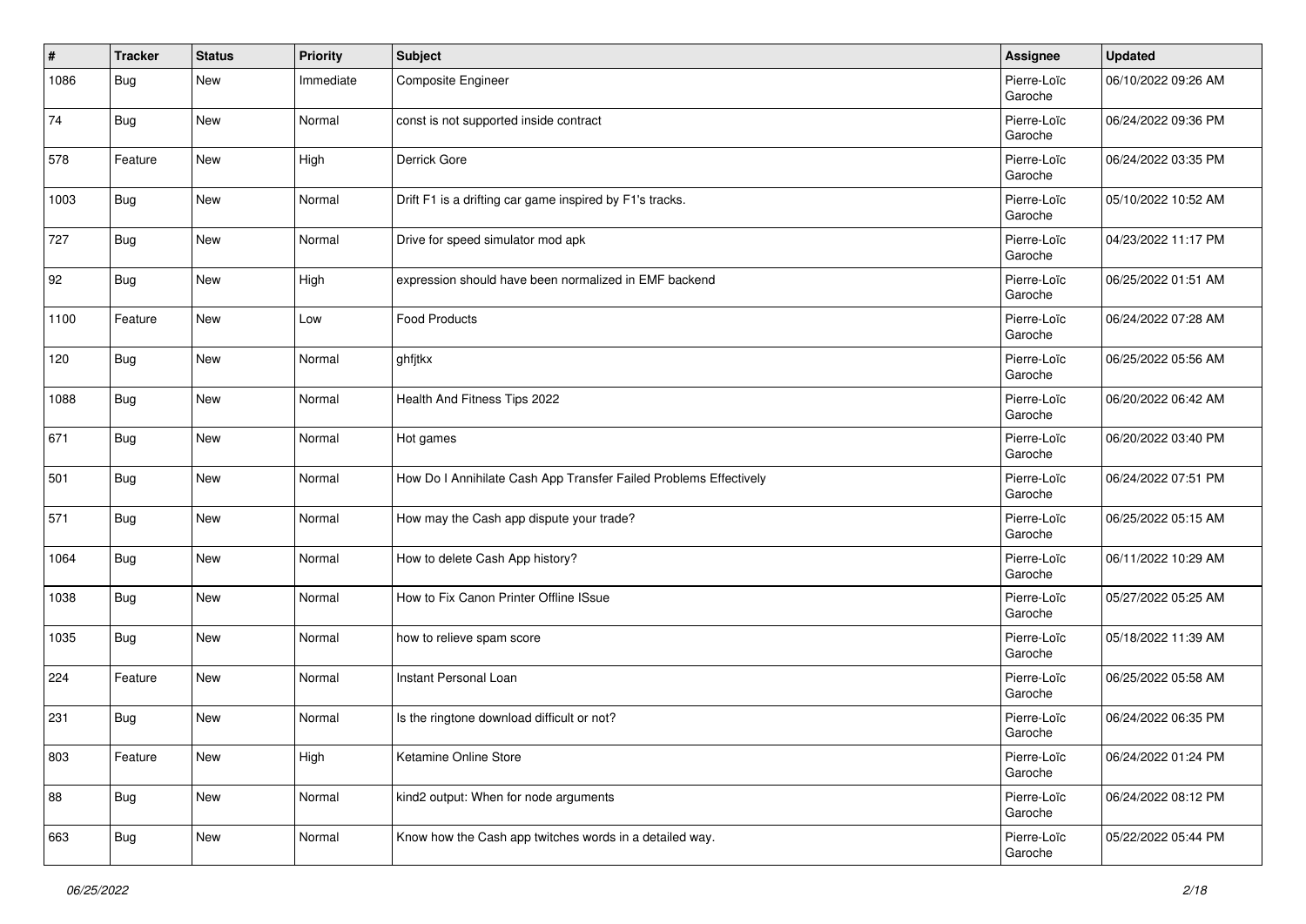| # | Tracker | Status | Priority | Subject | Assignee | Updated |
|---|---|---|---|---|---|---|
| 1086 | Bug | New | Immediate | Composite Engineer | Pierre-Loïc Garoche | 06/10/2022 09:26 AM |
| 74 | Bug | New | Normal | const is not supported inside contract | Pierre-Loïc Garoche | 06/24/2022 09:36 PM |
| 578 | Feature | New | High | Derrick Gore | Pierre-Loïc Garoche | 06/24/2022 03:35 PM |
| 1003 | Bug | New | Normal | Drift F1 is a drifting car game inspired by F1's tracks. | Pierre-Loïc Garoche | 05/10/2022 10:52 AM |
| 727 | Bug | New | Normal | Drive for speed simulator mod apk | Pierre-Loïc Garoche | 04/23/2022 11:17 PM |
| 92 | Bug | New | High | expression should have been normalized in EMF backend | Pierre-Loïc Garoche | 06/25/2022 01:51 AM |
| 1100 | Feature | New | Low | Food Products | Pierre-Loïc Garoche | 06/24/2022 07:28 AM |
| 120 | Bug | New | Normal | ghfjtkx | Pierre-Loïc Garoche | 06/25/2022 05:56 AM |
| 1088 | Bug | New | Normal | Health And Fitness Tips 2022 | Pierre-Loïc Garoche | 06/20/2022 06:42 AM |
| 671 | Bug | New | Normal | Hot games | Pierre-Loïc Garoche | 06/20/2022 03:40 PM |
| 501 | Bug | New | Normal | How Do I Annihilate Cash App Transfer Failed Problems Effectively | Pierre-Loïc Garoche | 06/24/2022 07:51 PM |
| 571 | Bug | New | Normal | How may the Cash app dispute your trade? | Pierre-Loïc Garoche | 06/25/2022 05:15 AM |
| 1064 | Bug | New | Normal | How to delete Cash App history? | Pierre-Loïc Garoche | 06/11/2022 10:29 AM |
| 1038 | Bug | New | Normal | How to Fix Canon Printer Offline ISsue | Pierre-Loïc Garoche | 05/27/2022 05:25 AM |
| 1035 | Bug | New | Normal | how to relieve spam score | Pierre-Loïc Garoche | 05/18/2022 11:39 AM |
| 224 | Feature | New | Normal | Instant Personal Loan | Pierre-Loïc Garoche | 06/25/2022 05:58 AM |
| 231 | Bug | New | Normal | Is the ringtone download difficult or not? | Pierre-Loïc Garoche | 06/24/2022 06:35 PM |
| 803 | Feature | New | High | Ketamine Online Store | Pierre-Loïc Garoche | 06/24/2022 01:24 PM |
| 88 | Bug | New | Normal | kind2 output: When for node arguments | Pierre-Loïc Garoche | 06/24/2022 08:12 PM |
| 663 | Bug | New | Normal | Know how the Cash app twitches words in a detailed way. | Pierre-Loïc Garoche | 05/22/2022 05:44 PM |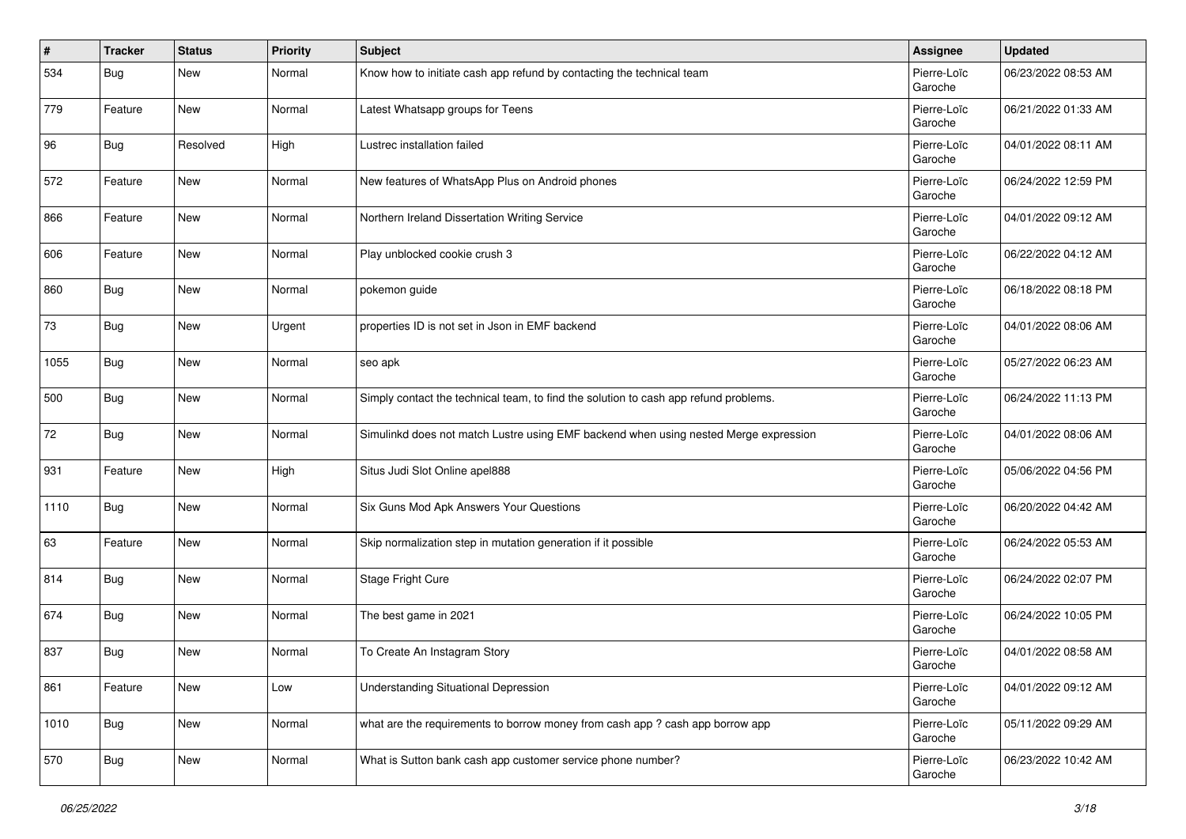| # | Tracker | Status | Priority | Subject | Assignee | Updated |
|---|---|---|---|---|---|---|
| 534 | Bug | New | Normal | Know how to initiate cash app refund by contacting the technical team | Pierre-Loïc Garoche | 06/23/2022 08:53 AM |
| 779 | Feature | New | Normal | Latest Whatsapp groups for Teens | Pierre-Loïc Garoche | 06/21/2022 01:33 AM |
| 96 | Bug | Resolved | High | Lustrec installation failed | Pierre-Loïc Garoche | 04/01/2022 08:11 AM |
| 572 | Feature | New | Normal | New features of WhatsApp Plus on Android phones | Pierre-Loïc Garoche | 06/24/2022 12:59 PM |
| 866 | Feature | New | Normal | Northern Ireland Dissertation Writing Service | Pierre-Loïc Garoche | 04/01/2022 09:12 AM |
| 606 | Feature | New | Normal | Play unblocked cookie crush 3 | Pierre-Loïc Garoche | 06/22/2022 04:12 AM |
| 860 | Bug | New | Normal | pokemon guide | Pierre-Loïc Garoche | 06/18/2022 08:18 PM |
| 73 | Bug | New | Urgent | properties ID is not set in Json in EMF backend | Pierre-Loïc Garoche | 04/01/2022 08:06 AM |
| 1055 | Bug | New | Normal | seo apk | Pierre-Loïc Garoche | 05/27/2022 06:23 AM |
| 500 | Bug | New | Normal | Simply contact the technical team, to find the solution to cash app refund problems. | Pierre-Loïc Garoche | 06/24/2022 11:13 PM |
| 72 | Bug | New | Normal | Simulinkd does not match Lustre using EMF backend when using nested Merge expression | Pierre-Loïc Garoche | 04/01/2022 08:06 AM |
| 931 | Feature | New | High | Situs Judi Slot Online apel888 | Pierre-Loïc Garoche | 05/06/2022 04:56 PM |
| 1110 | Bug | New | Normal | Six Guns Mod Apk Answers Your Questions | Pierre-Loïc Garoche | 06/20/2022 04:42 AM |
| 63 | Feature | New | Normal | Skip normalization step in mutation generation if it possible | Pierre-Loïc Garoche | 06/24/2022 05:53 AM |
| 814 | Bug | New | Normal | Stage Fright Cure | Pierre-Loïc Garoche | 06/24/2022 02:07 PM |
| 674 | Bug | New | Normal | The best game in 2021 | Pierre-Loïc Garoche | 06/24/2022 10:05 PM |
| 837 | Bug | New | Normal | To Create An Instagram Story | Pierre-Loïc Garoche | 04/01/2022 08:58 AM |
| 861 | Feature | New | Low | Understanding Situational Depression | Pierre-Loïc Garoche | 04/01/2022 09:12 AM |
| 1010 | Bug | New | Normal | what are the requirements to borrow money from cash app ? cash app borrow app | Pierre-Loïc Garoche | 05/11/2022 09:29 AM |
| 570 | Bug | New | Normal | What is Sutton bank cash app customer service phone number? | Pierre-Loïc Garoche | 06/23/2022 10:42 AM |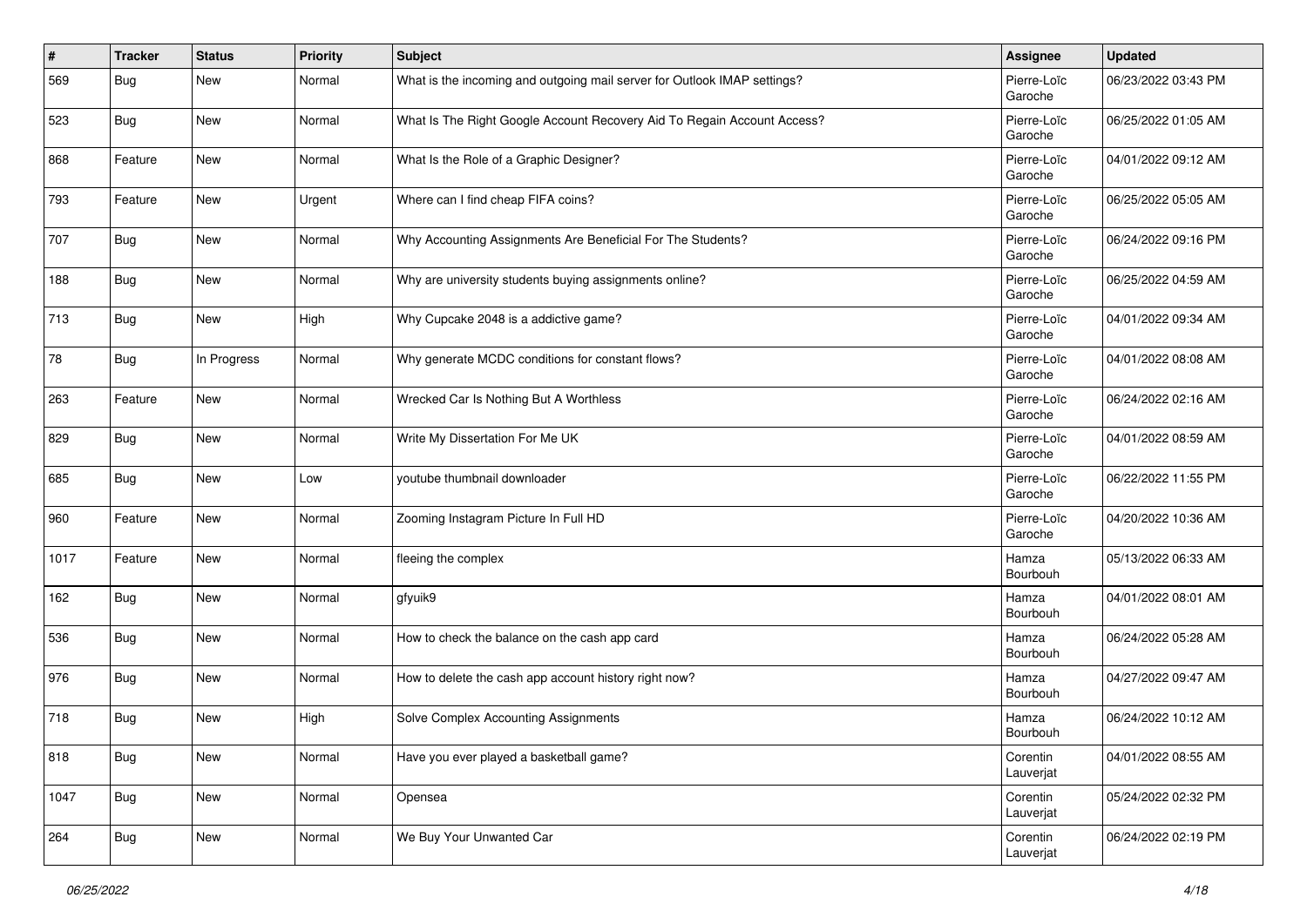| # | Tracker | Status | Priority | Subject | Assignee | Updated |
|---|---|---|---|---|---|---|
| 569 | Bug | New | Normal | What is the incoming and outgoing mail server for Outlook IMAP settings? | Pierre-Loïc Garoche | 06/23/2022 03:43 PM |
| 523 | Bug | New | Normal | What Is The Right Google Account Recovery Aid To Regain Account Access? | Pierre-Loïc Garoche | 06/25/2022 01:05 AM |
| 868 | Feature | New | Normal | What Is the Role of a Graphic Designer? | Pierre-Loïc Garoche | 04/01/2022 09:12 AM |
| 793 | Feature | New | Urgent | Where can I find cheap FIFA coins? | Pierre-Loïc Garoche | 06/25/2022 05:05 AM |
| 707 | Bug | New | Normal | Why Accounting Assignments Are Beneficial For The Students? | Pierre-Loïc Garoche | 06/24/2022 09:16 PM |
| 188 | Bug | New | Normal | Why are university students buying assignments online? | Pierre-Loïc Garoche | 06/25/2022 04:59 AM |
| 713 | Bug | New | High | Why Cupcake 2048 is a addictive game? | Pierre-Loïc Garoche | 04/01/2022 09:34 AM |
| 78 | Bug | In Progress | Normal | Why generate MCDC conditions for constant flows? | Pierre-Loïc Garoche | 04/01/2022 08:08 AM |
| 263 | Feature | New | Normal | Wrecked Car Is Nothing But A Worthless | Pierre-Loïc Garoche | 06/24/2022 02:16 AM |
| 829 | Bug | New | Normal | Write My Dissertation For Me UK | Pierre-Loïc Garoche | 04/01/2022 08:59 AM |
| 685 | Bug | New | Low | youtube thumbnail downloader | Pierre-Loïc Garoche | 06/22/2022 11:55 PM |
| 960 | Feature | New | Normal | Zooming Instagram Picture In Full HD | Pierre-Loïc Garoche | 04/20/2022 10:36 AM |
| 1017 | Feature | New | Normal | fleeing the complex | Hamza Bourbouh | 05/13/2022 06:33 AM |
| 162 | Bug | New | Normal | gfyuik9 | Hamza Bourbouh | 04/01/2022 08:01 AM |
| 536 | Bug | New | Normal | How to check the balance on the cash app card | Hamza Bourbouh | 06/24/2022 05:28 AM |
| 976 | Bug | New | Normal | How to delete the cash app account history right now? | Hamza Bourbouh | 04/27/2022 09:47 AM |
| 718 | Bug | New | High | Solve Complex Accounting Assignments | Hamza Bourbouh | 06/24/2022 10:12 AM |
| 818 | Bug | New | Normal | Have you ever played a basketball game? | Corentin Lauverjat | 04/01/2022 08:55 AM |
| 1047 | Bug | New | Normal | Opensea | Corentin Lauverjat | 05/24/2022 02:32 PM |
| 264 | Bug | New | Normal | We Buy Your Unwanted Car | Corentin Lauverjat | 06/24/2022 02:19 PM |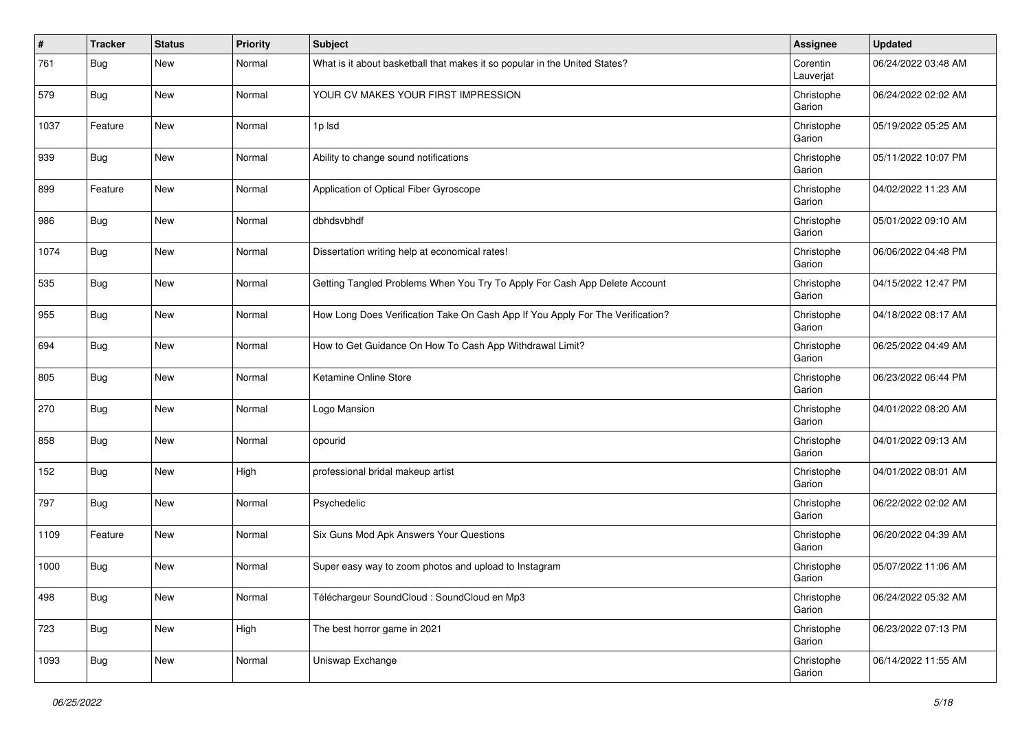| # | Tracker | Status | Priority | Subject | Assignee | Updated |
|---|---|---|---|---|---|---|
| 761 | Bug | New | Normal | What is it about basketball that makes it so popular in the United States? | Corentin Lauverjat | 06/24/2022 03:48 AM |
| 579 | Bug | New | Normal | YOUR CV MAKES YOUR FIRST IMPRESSION | Christophe Garion | 06/24/2022 02:02 AM |
| 1037 | Feature | New | Normal | 1p lsd | Christophe Garion | 05/19/2022 05:25 AM |
| 939 | Bug | New | Normal | Ability to change sound notifications | Christophe Garion | 05/11/2022 10:07 PM |
| 899 | Feature | New | Normal | Application of Optical Fiber Gyroscope | Christophe Garion | 04/02/2022 11:23 AM |
| 986 | Bug | New | Normal | dbhdsvbhdf | Christophe Garion | 05/01/2022 09:10 AM |
| 1074 | Bug | New | Normal | Dissertation writing help at economical rates! | Christophe Garion | 06/06/2022 04:48 PM |
| 535 | Bug | New | Normal | Getting Tangled Problems When You Try To Apply For Cash App Delete Account | Christophe Garion | 04/15/2022 12:47 PM |
| 955 | Bug | New | Normal | How Long Does Verification Take On Cash App If You Apply For The Verification? | Christophe Garion | 04/18/2022 08:17 AM |
| 694 | Bug | New | Normal | How to Get Guidance On How To Cash App Withdrawal Limit? | Christophe Garion | 06/25/2022 04:49 AM |
| 805 | Bug | New | Normal | Ketamine Online Store | Christophe Garion | 06/23/2022 06:44 PM |
| 270 | Bug | New | Normal | Logo Mansion | Christophe Garion | 04/01/2022 08:20 AM |
| 858 | Bug | New | Normal | opourid | Christophe Garion | 04/01/2022 09:13 AM |
| 152 | Bug | New | High | professional bridal makeup artist | Christophe Garion | 04/01/2022 08:01 AM |
| 797 | Bug | New | Normal | Psychedelic | Christophe Garion | 06/22/2022 02:02 AM |
| 1109 | Feature | New | Normal | Six Guns Mod Apk Answers Your Questions | Christophe Garion | 06/20/2022 04:39 AM |
| 1000 | Bug | New | Normal | Super easy way to zoom photos and upload to Instagram | Christophe Garion | 05/07/2022 11:06 AM |
| 498 | Bug | New | Normal | Téléchargeur SoundCloud : SoundCloud en Mp3 | Christophe Garion | 06/24/2022 05:32 AM |
| 723 | Bug | New | High | The best horror game in 2021 | Christophe Garion | 06/23/2022 07:13 PM |
| 1093 | Bug | New | Normal | Uniswap Exchange | Christophe Garion | 06/14/2022 11:55 AM |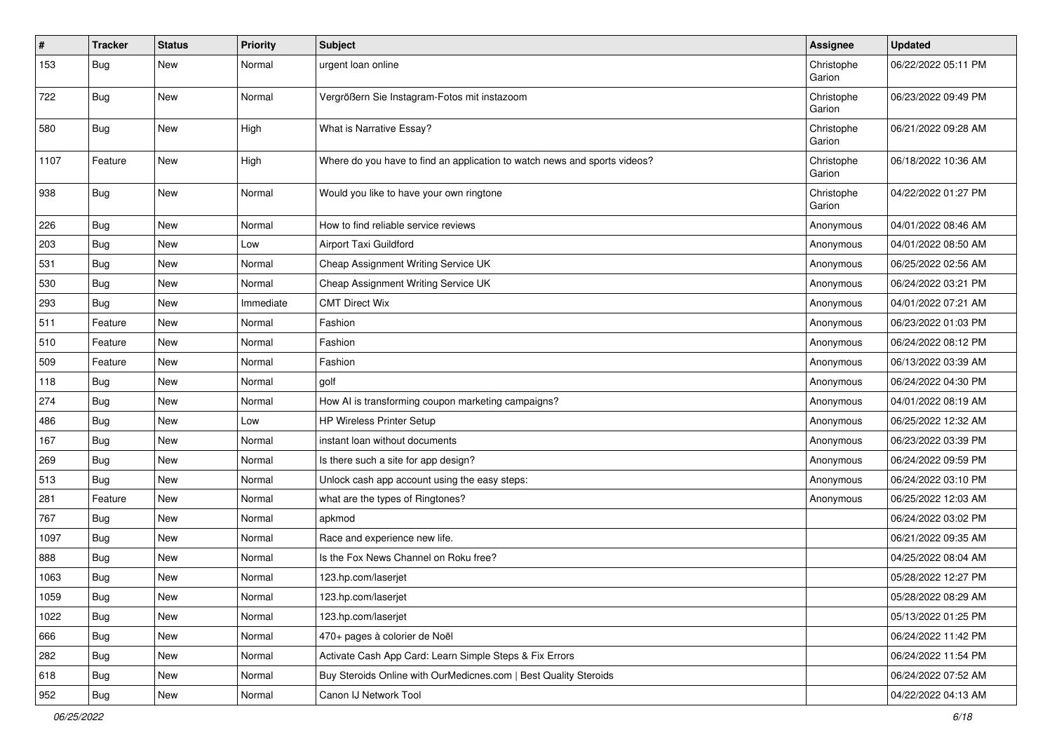| # | Tracker | Status | Priority | Subject | Assignee | Updated |
|---|---|---|---|---|---|---|
| 153 | Bug | New | Normal | urgent loan online | Christophe Garion | 06/22/2022 05:11 PM |
| 722 | Bug | New | Normal | Vergrößern Sie Instagram-Fotos mit instazoom | Christophe Garion | 06/23/2022 09:49 PM |
| 580 | Bug | New | High | What is Narrative Essay? | Christophe Garion | 06/21/2022 09:28 AM |
| 1107 | Feature | New | High | Where do you have to find an application to watch news and sports videos? | Christophe Garion | 06/18/2022 10:36 AM |
| 938 | Bug | New | Normal | Would you like to have your own ringtone | Christophe Garion | 04/22/2022 01:27 PM |
| 226 | Bug | New | Normal | How to find reliable service reviews | Anonymous | 04/01/2022 08:46 AM |
| 203 | Bug | New | Low | Airport Taxi Guildford | Anonymous | 04/01/2022 08:50 AM |
| 531 | Bug | New | Normal | Cheap Assignment Writing Service UK | Anonymous | 06/25/2022 02:56 AM |
| 530 | Bug | New | Normal | Cheap Assignment Writing Service UK | Anonymous | 06/24/2022 03:21 PM |
| 293 | Bug | New | Immediate | CMT Direct Wix | Anonymous | 04/01/2022 07:21 AM |
| 511 | Feature | New | Normal | Fashion | Anonymous | 06/23/2022 01:03 PM |
| 510 | Feature | New | Normal | Fashion | Anonymous | 06/24/2022 08:12 PM |
| 509 | Feature | New | Normal | Fashion | Anonymous | 06/13/2022 03:39 AM |
| 118 | Bug | New | Normal | golf | Anonymous | 06/24/2022 04:30 PM |
| 274 | Bug | New | Normal | How AI is transforming coupon marketing campaigns? | Anonymous | 04/01/2022 08:19 AM |
| 486 | Bug | New | Low | HP Wireless Printer Setup | Anonymous | 06/25/2022 12:32 AM |
| 167 | Bug | New | Normal | instant loan without documents | Anonymous | 06/23/2022 03:39 PM |
| 269 | Bug | New | Normal | Is there such a site for app design? | Anonymous | 06/24/2022 09:59 PM |
| 513 | Bug | New | Normal | Unlock cash app account using the easy steps: | Anonymous | 06/24/2022 03:10 PM |
| 281 | Feature | New | Normal | what are the types of Ringtones? | Anonymous | 06/25/2022 12:03 AM |
| 767 | Bug | New | Normal | apkmod | | 06/24/2022 03:02 PM |
| 1097 | Bug | New | Normal | Race and experience new life. | | 06/21/2022 09:35 AM |
| 888 | Bug | New | Normal | Is the Fox News Channel on Roku free? | | 04/25/2022 08:04 AM |
| 1063 | Bug | New | Normal | 123.hp.com/laserjet | | 05/28/2022 12:27 PM |
| 1059 | Bug | New | Normal | 123.hp.com/laserjet | | 05/28/2022 08:29 AM |
| 1022 | Bug | New | Normal | 123.hp.com/laserjet | | 05/13/2022 01:25 PM |
| 666 | Bug | New | Normal | 470+ pages à colorier de Noël | | 06/24/2022 11:42 PM |
| 282 | Bug | New | Normal | Activate Cash App Card: Learn Simple Steps & Fix Errors | | 06/24/2022 11:54 PM |
| 618 | Bug | New | Normal | Buy Steroids Online with OurMedicnes.com \| Best Quality Steroids | | 06/24/2022 07:52 AM |
| 952 | Bug | New | Normal | Canon IJ Network Tool | | 04/22/2022 04:13 AM |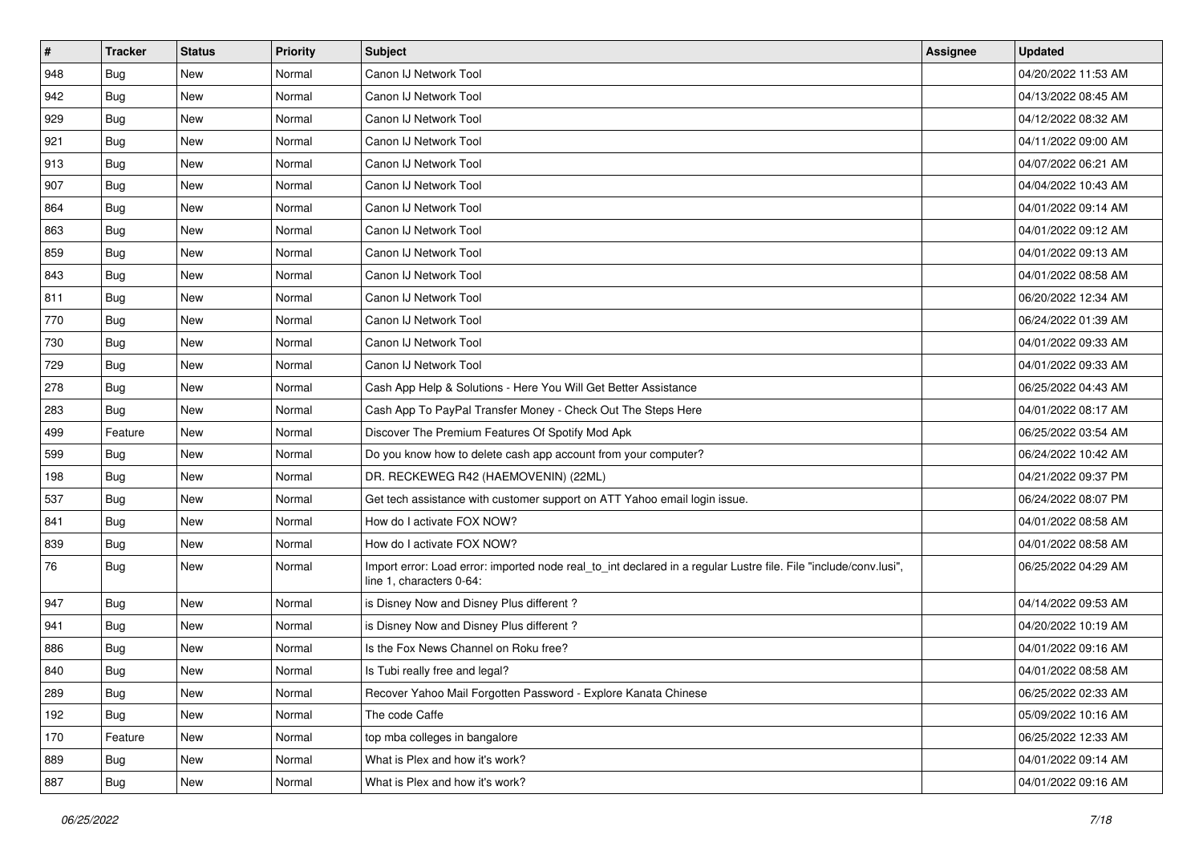| # | Tracker | Status | Priority | Subject | Assignee | Updated |
|---|---|---|---|---|---|---|
| 948 | Bug | New | Normal | Canon IJ Network Tool | | 04/20/2022 11:53 AM |
| 942 | Bug | New | Normal | Canon IJ Network Tool | | 04/13/2022 08:45 AM |
| 929 | Bug | New | Normal | Canon IJ Network Tool | | 04/12/2022 08:32 AM |
| 921 | Bug | New | Normal | Canon IJ Network Tool | | 04/11/2022 09:00 AM |
| 913 | Bug | New | Normal | Canon IJ Network Tool | | 04/07/2022 06:21 AM |
| 907 | Bug | New | Normal | Canon IJ Network Tool | | 04/04/2022 10:43 AM |
| 864 | Bug | New | Normal | Canon IJ Network Tool | | 04/01/2022 09:14 AM |
| 863 | Bug | New | Normal | Canon IJ Network Tool | | 04/01/2022 09:12 AM |
| 859 | Bug | New | Normal | Canon IJ Network Tool | | 04/01/2022 09:13 AM |
| 843 | Bug | New | Normal | Canon IJ Network Tool | | 04/01/2022 08:58 AM |
| 811 | Bug | New | Normal | Canon IJ Network Tool | | 06/20/2022 12:34 AM |
| 770 | Bug | New | Normal | Canon IJ Network Tool | | 06/24/2022 01:39 AM |
| 730 | Bug | New | Normal | Canon IJ Network Tool | | 04/01/2022 09:33 AM |
| 729 | Bug | New | Normal | Canon IJ Network Tool | | 04/01/2022 09:33 AM |
| 278 | Bug | New | Normal | Cash App Help & Solutions - Here You Will Get Better Assistance | | 06/25/2022 04:43 AM |
| 283 | Bug | New | Normal | Cash App To PayPal Transfer Money - Check Out The Steps Here | | 04/01/2022 08:17 AM |
| 499 | Feature | New | Normal | Discover The Premium Features Of Spotify Mod Apk | | 06/25/2022 03:54 AM |
| 599 | Bug | New | Normal | Do you know how to delete cash app account from your computer? | | 06/24/2022 10:42 AM |
| 198 | Bug | New | Normal | DR. RECKEWEG R42 (HAEMOVENIN) (22ML) | | 04/21/2022 09:37 PM |
| 537 | Bug | New | Normal | Get tech assistance with customer support on ATT Yahoo email login issue. | | 06/24/2022 08:07 PM |
| 841 | Bug | New | Normal | How do I activate FOX NOW? | | 04/01/2022 08:58 AM |
| 839 | Bug | New | Normal | How do I activate FOX NOW? | | 04/01/2022 08:58 AM |
| 76 | Bug | New | Normal | Import error: Load error: imported node real_to_int declared in a regular Lustre file. File "include/conv.lusi", line 1, characters 0-64: | | 06/25/2022 04:29 AM |
| 947 | Bug | New | Normal | is Disney Now and Disney Plus different ? | | 04/14/2022 09:53 AM |
| 941 | Bug | New | Normal | is Disney Now and Disney Plus different ? | | 04/20/2022 10:19 AM |
| 886 | Bug | New | Normal | Is the Fox News Channel on Roku free? | | 04/01/2022 09:16 AM |
| 840 | Bug | New | Normal | Is Tubi really free and legal? | | 04/01/2022 08:58 AM |
| 289 | Bug | New | Normal | Recover Yahoo Mail Forgotten Password - Explore Kanata Chinese | | 06/25/2022 02:33 AM |
| 192 | Bug | New | Normal | The code Caffe | | 05/09/2022 10:16 AM |
| 170 | Feature | New | Normal | top mba colleges in bangalore | | 06/25/2022 12:33 AM |
| 889 | Bug | New | Normal | What is Plex and how it's work? | | 04/01/2022 09:14 AM |
| 887 | Bug | New | Normal | What is Plex and how it's work? | | 04/01/2022 09:16 AM |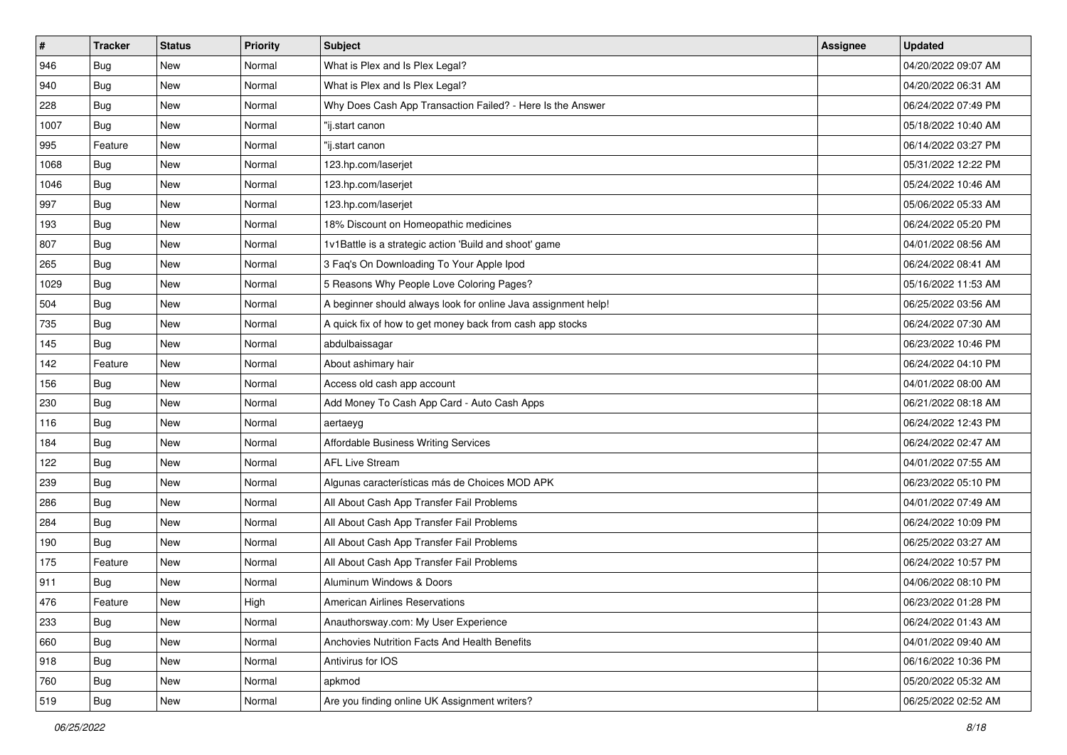| # | Tracker | Status | Priority | Subject | Assignee | Updated |
|---|---|---|---|---|---|---|
| 946 | Bug | New | Normal | What is Plex and Is Plex Legal? | | 04/20/2022 09:07 AM |
| 940 | Bug | New | Normal | What is Plex and Is Plex Legal? | | 04/20/2022 06:31 AM |
| 228 | Bug | New | Normal | Why Does Cash App Transaction Failed? - Here Is the Answer | | 06/24/2022 07:49 PM |
| 1007 | Bug | New | Normal | "ij.start canon | | 05/18/2022 10:40 AM |
| 995 | Feature | New | Normal | "ij.start canon | | 06/14/2022 03:27 PM |
| 1068 | Bug | New | Normal | 123.hp.com/laserjet | | 05/31/2022 12:22 PM |
| 1046 | Bug | New | Normal | 123.hp.com/laserjet | | 05/24/2022 10:46 AM |
| 997 | Bug | New | Normal | 123.hp.com/laserjet | | 05/06/2022 05:33 AM |
| 193 | Bug | New | Normal | 18% Discount on Homeopathic medicines | | 06/24/2022 05:20 PM |
| 807 | Bug | New | Normal | 1v1Battle is a strategic action 'Build and shoot' game | | 04/01/2022 08:56 AM |
| 265 | Bug | New | Normal | 3 Faq's On Downloading To Your Apple Ipod | | 06/24/2022 08:41 AM |
| 1029 | Bug | New | Normal | 5 Reasons Why People Love Coloring Pages? | | 05/16/2022 11:53 AM |
| 504 | Bug | New | Normal | A beginner should always look for online Java assignment help! | | 06/25/2022 03:56 AM |
| 735 | Bug | New | Normal | A quick fix of how to get money back from cash app stocks | | 06/24/2022 07:30 AM |
| 145 | Bug | New | Normal | abdulbaissagar | | 06/23/2022 10:46 PM |
| 142 | Feature | New | Normal | About ashimary hair | | 06/24/2022 04:10 PM |
| 156 | Bug | New | Normal | Access old cash app account | | 04/01/2022 08:00 AM |
| 230 | Bug | New | Normal | Add Money To Cash App Card - Auto Cash Apps | | 06/21/2022 08:18 AM |
| 116 | Bug | New | Normal | aertaeyg | | 06/24/2022 12:43 PM |
| 184 | Bug | New | Normal | Affordable Business Writing Services | | 06/24/2022 02:47 AM |
| 122 | Bug | New | Normal | AFL Live Stream | | 04/01/2022 07:55 AM |
| 239 | Bug | New | Normal | Algunas características más de Choices MOD APK | | 06/23/2022 05:10 PM |
| 286 | Bug | New | Normal | All About Cash App Transfer Fail Problems | | 04/01/2022 07:49 AM |
| 284 | Bug | New | Normal | All About Cash App Transfer Fail Problems | | 06/24/2022 10:09 PM |
| 190 | Bug | New | Normal | All About Cash App Transfer Fail Problems | | 06/25/2022 03:27 AM |
| 175 | Feature | New | Normal | All About Cash App Transfer Fail Problems | | 06/24/2022 10:57 PM |
| 911 | Bug | New | Normal | Aluminum Windows & Doors | | 04/06/2022 08:10 PM |
| 476 | Feature | New | High | American Airlines Reservations | | 06/23/2022 01:28 PM |
| 233 | Bug | New | Normal | Anauthorsway.com: My User Experience | | 06/24/2022 01:43 AM |
| 660 | Bug | New | Normal | Anchovies Nutrition Facts And Health Benefits | | 04/01/2022 09:40 AM |
| 918 | Bug | New | Normal | Antivirus for IOS | | 06/16/2022 10:36 PM |
| 760 | Bug | New | Normal | apkmod | | 05/20/2022 05:32 AM |
| 519 | Bug | New | Normal | Are you finding online UK Assignment writers? | | 06/25/2022 02:52 AM |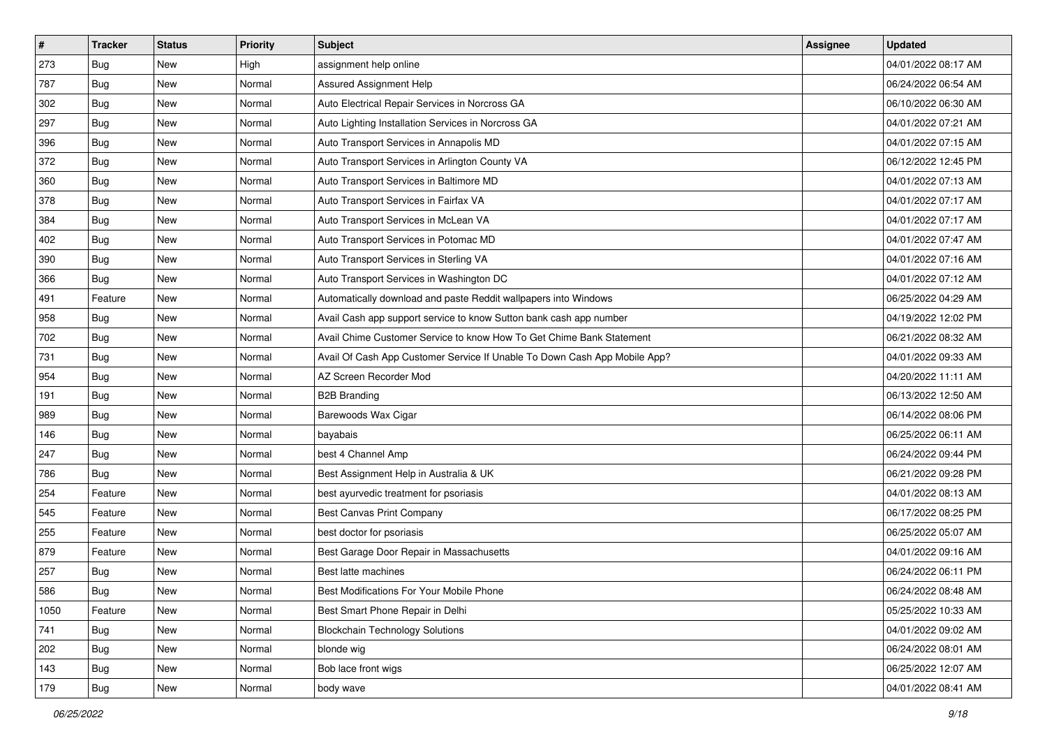| # | Tracker | Status | Priority | Subject | Assignee | Updated |
|---|---|---|---|---|---|---|
| 273 | Bug | New | High | assignment help online | | 04/01/2022 08:17 AM |
| 787 | Bug | New | Normal | Assured Assignment Help | | 06/24/2022 06:54 AM |
| 302 | Bug | New | Normal | Auto Electrical Repair Services in Norcross GA | | 06/10/2022 06:30 AM |
| 297 | Bug | New | Normal | Auto Lighting Installation Services in Norcross GA | | 04/01/2022 07:21 AM |
| 396 | Bug | New | Normal | Auto Transport Services in Annapolis MD | | 04/01/2022 07:15 AM |
| 372 | Bug | New | Normal | Auto Transport Services in Arlington County VA | | 06/12/2022 12:45 PM |
| 360 | Bug | New | Normal | Auto Transport Services in Baltimore MD | | 04/01/2022 07:13 AM |
| 378 | Bug | New | Normal | Auto Transport Services in Fairfax VA | | 04/01/2022 07:17 AM |
| 384 | Bug | New | Normal | Auto Transport Services in McLean VA | | 04/01/2022 07:17 AM |
| 402 | Bug | New | Normal | Auto Transport Services in Potomac MD | | 04/01/2022 07:47 AM |
| 390 | Bug | New | Normal | Auto Transport Services in Sterling VA | | 04/01/2022 07:16 AM |
| 366 | Bug | New | Normal | Auto Transport Services in Washington DC | | 04/01/2022 07:12 AM |
| 491 | Feature | New | Normal | Automatically download and paste Reddit wallpapers into Windows | | 06/25/2022 04:29 AM |
| 958 | Bug | New | Normal | Avail Cash app support service to know Sutton bank cash app number | | 04/19/2022 12:02 PM |
| 702 | Bug | New | Normal | Avail Chime Customer Service to know How To Get Chime Bank Statement | | 06/21/2022 08:32 AM |
| 731 | Bug | New | Normal | Avail Of Cash App Customer Service If Unable To Down Cash App Mobile App? | | 04/01/2022 09:33 AM |
| 954 | Bug | New | Normal | AZ Screen Recorder Mod | | 04/20/2022 11:11 AM |
| 191 | Bug | New | Normal | B2B Branding | | 06/13/2022 12:50 AM |
| 989 | Bug | New | Normal | Barewoods Wax Cigar | | 06/14/2022 08:06 PM |
| 146 | Bug | New | Normal | bayabais | | 06/25/2022 06:11 AM |
| 247 | Bug | New | Normal | best 4 Channel Amp | | 06/24/2022 09:44 PM |
| 786 | Bug | New | Normal | Best Assignment Help in Australia & UK | | 06/21/2022 09:28 PM |
| 254 | Feature | New | Normal | best ayurvedic treatment for psoriasis | | 04/01/2022 08:13 AM |
| 545 | Feature | New | Normal | Best Canvas Print Company | | 06/17/2022 08:25 PM |
| 255 | Feature | New | Normal | best doctor for psoriasis | | 06/25/2022 05:07 AM |
| 879 | Feature | New | Normal | Best Garage Door Repair in Massachusetts | | 04/01/2022 09:16 AM |
| 257 | Bug | New | Normal | Best latte machines | | 06/24/2022 06:11 PM |
| 586 | Bug | New | Normal | Best Modifications For Your Mobile Phone | | 06/24/2022 08:48 AM |
| 1050 | Feature | New | Normal | Best Smart Phone Repair in Delhi | | 05/25/2022 10:33 AM |
| 741 | Bug | New | Normal | Blockchain Technology Solutions | | 04/01/2022 09:02 AM |
| 202 | Bug | New | Normal | blonde wig | | 06/24/2022 08:01 AM |
| 143 | Bug | New | Normal | Bob lace front wigs | | 06/25/2022 12:07 AM |
| 179 | Bug | New | Normal | body wave | | 04/01/2022 08:41 AM |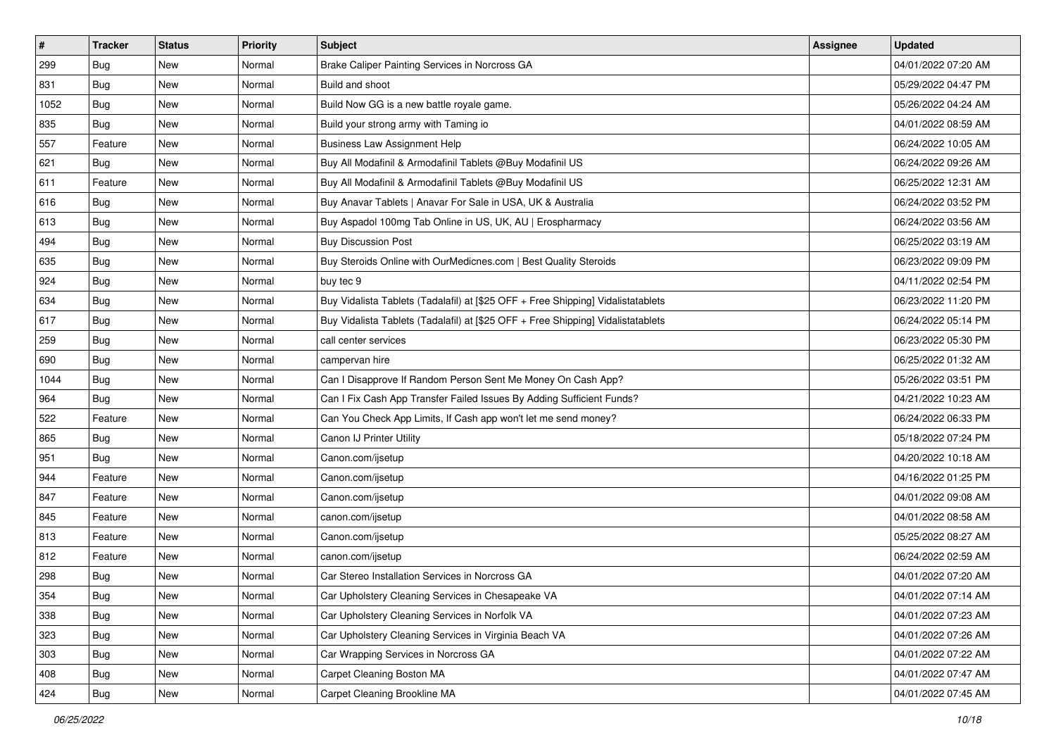| # | Tracker | Status | Priority | Subject | Assignee | Updated |
|---|---|---|---|---|---|---|
| 299 | Bug | New | Normal | Brake Caliper Painting Services in Norcross GA | | 04/01/2022 07:20 AM |
| 831 | Bug | New | Normal | Build and shoot | | 05/29/2022 04:47 PM |
| 1052 | Bug | New | Normal | Build Now GG is a new battle royale game. | | 05/26/2022 04:24 AM |
| 835 | Bug | New | Normal | Build your strong army with Taming io | | 04/01/2022 08:59 AM |
| 557 | Feature | New | Normal | Business Law Assignment Help | | 06/24/2022 10:05 AM |
| 621 | Bug | New | Normal | Buy All Modafinil & Armodafinil Tablets @Buy Modafinil US | | 06/24/2022 09:26 AM |
| 611 | Feature | New | Normal | Buy All Modafinil & Armodafinil Tablets @Buy Modafinil US | | 06/25/2022 12:31 AM |
| 616 | Bug | New | Normal | Buy Anavar Tablets \| Anavar For Sale in USA, UK & Australia | | 06/24/2022 03:52 PM |
| 613 | Bug | New | Normal | Buy Aspadol 100mg Tab Online in US, UK, AU \| Erospharmacy | | 06/24/2022 03:56 AM |
| 494 | Bug | New | Normal | Buy Discussion Post | | 06/25/2022 03:19 AM |
| 635 | Bug | New | Normal | Buy Steroids Online with OurMedicnes.com \| Best Quality Steroids | | 06/23/2022 09:09 PM |
| 924 | Bug | New | Normal | buy tec 9 | | 04/11/2022 02:54 PM |
| 634 | Bug | New | Normal | Buy Vidalista Tablets (Tadalafil) at [$25 OFF + Free Shipping] Vidalistatablets | | 06/23/2022 11:20 PM |
| 617 | Bug | New | Normal | Buy Vidalista Tablets (Tadalafil) at [$25 OFF + Free Shipping] Vidalistatablets | | 06/24/2022 05:14 PM |
| 259 | Bug | New | Normal | call center services | | 06/23/2022 05:30 PM |
| 690 | Bug | New | Normal | campervan hire | | 06/25/2022 01:32 AM |
| 1044 | Bug | New | Normal | Can I Disapprove If Random Person Sent Me Money On Cash App? | | 05/26/2022 03:51 PM |
| 964 | Bug | New | Normal | Can I Fix Cash App Transfer Failed Issues By Adding Sufficient Funds? | | 04/21/2022 10:23 AM |
| 522 | Feature | New | Normal | Can You Check App Limits, If Cash app won't let me send money? | | 06/24/2022 06:33 PM |
| 865 | Bug | New | Normal | Canon IJ Printer Utility | | 05/18/2022 07:24 PM |
| 951 | Bug | New | Normal | Canon.com/ijsetup | | 04/20/2022 10:18 AM |
| 944 | Feature | New | Normal | Canon.com/ijsetup | | 04/16/2022 01:25 PM |
| 847 | Feature | New | Normal | Canon.com/ijsetup | | 04/01/2022 09:08 AM |
| 845 | Feature | New | Normal | canon.com/ijsetup | | 04/01/2022 08:58 AM |
| 813 | Feature | New | Normal | Canon.com/ijsetup | | 05/25/2022 08:27 AM |
| 812 | Feature | New | Normal | canon.com/ijsetup | | 06/24/2022 02:59 AM |
| 298 | Bug | New | Normal | Car Stereo Installation Services in Norcross GA | | 04/01/2022 07:20 AM |
| 354 | Bug | New | Normal | Car Upholstery Cleaning Services in Chesapeake VA | | 04/01/2022 07:14 AM |
| 338 | Bug | New | Normal | Car Upholstery Cleaning Services in Norfolk VA | | 04/01/2022 07:23 AM |
| 323 | Bug | New | Normal | Car Upholstery Cleaning Services in Virginia Beach VA | | 04/01/2022 07:26 AM |
| 303 | Bug | New | Normal | Car Wrapping Services in Norcross GA | | 04/01/2022 07:22 AM |
| 408 | Bug | New | Normal | Carpet Cleaning Boston MA | | 04/01/2022 07:47 AM |
| 424 | Bug | New | Normal | Carpet Cleaning Brookline MA | | 04/01/2022 07:45 AM |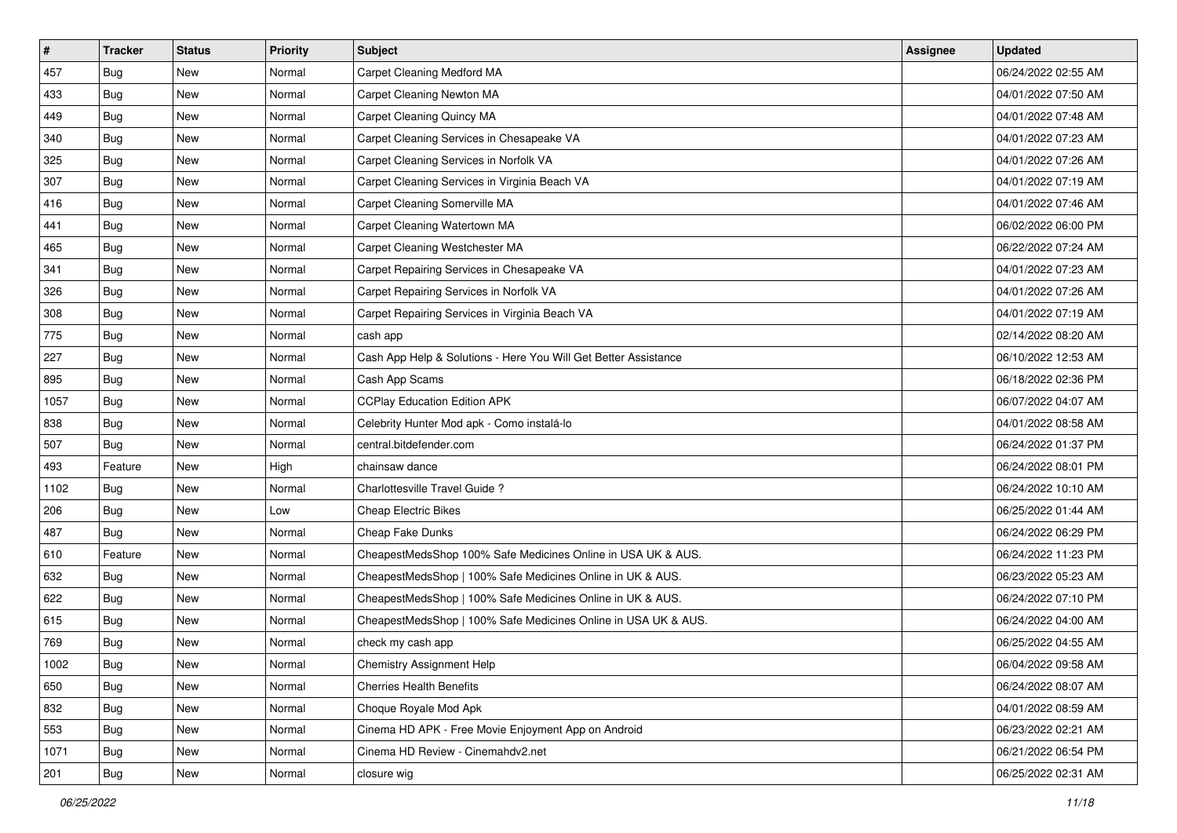| # | Tracker | Status | Priority | Subject | Assignee | Updated |
|---|---|---|---|---|---|---|
| 457 | Bug | New | Normal | Carpet Cleaning Medford MA | | 06/24/2022 02:55 AM |
| 433 | Bug | New | Normal | Carpet Cleaning Newton MA | | 04/01/2022 07:50 AM |
| 449 | Bug | New | Normal | Carpet Cleaning Quincy MA | | 04/01/2022 07:48 AM |
| 340 | Bug | New | Normal | Carpet Cleaning Services in Chesapeake VA | | 04/01/2022 07:23 AM |
| 325 | Bug | New | Normal | Carpet Cleaning Services in Norfolk VA | | 04/01/2022 07:26 AM |
| 307 | Bug | New | Normal | Carpet Cleaning Services in Virginia Beach VA | | 04/01/2022 07:19 AM |
| 416 | Bug | New | Normal | Carpet Cleaning Somerville MA | | 04/01/2022 07:46 AM |
| 441 | Bug | New | Normal | Carpet Cleaning Watertown MA | | 06/02/2022 06:00 PM |
| 465 | Bug | New | Normal | Carpet Cleaning Westchester MA | | 06/22/2022 07:24 AM |
| 341 | Bug | New | Normal | Carpet Repairing Services in Chesapeake VA | | 04/01/2022 07:23 AM |
| 326 | Bug | New | Normal | Carpet Repairing Services in Norfolk VA | | 04/01/2022 07:26 AM |
| 308 | Bug | New | Normal | Carpet Repairing Services in Virginia Beach VA | | 04/01/2022 07:19 AM |
| 775 | Bug | New | Normal | cash app | | 02/14/2022 08:20 AM |
| 227 | Bug | New | Normal | Cash App Help & Solutions - Here You Will Get Better Assistance | | 06/10/2022 12:53 AM |
| 895 | Bug | New | Normal | Cash App Scams | | 06/18/2022 02:36 PM |
| 1057 | Bug | New | Normal | CCPlay Education Edition APK | | 06/07/2022 04:07 AM |
| 838 | Bug | New | Normal | Celebrity Hunter Mod apk - Como instalá-lo | | 04/01/2022 08:58 AM |
| 507 | Bug | New | Normal | central.bitdefender.com | | 06/24/2022 01:37 PM |
| 493 | Feature | New | High | chainsaw dance | | 06/24/2022 08:01 PM |
| 1102 | Bug | New | Normal | Charlottesville Travel Guide ? | | 06/24/2022 10:10 AM |
| 206 | Bug | New | Low | Cheap Electric Bikes | | 06/25/2022 01:44 AM |
| 487 | Bug | New | Normal | Cheap Fake Dunks | | 06/24/2022 06:29 PM |
| 610 | Feature | New | Normal | CheapestMedsShop 100% Safe Medicines Online in USA UK & AUS. | | 06/24/2022 11:23 PM |
| 632 | Bug | New | Normal | CheapestMedsShop \| 100% Safe Medicines Online in UK & AUS. | | 06/23/2022 05:23 AM |
| 622 | Bug | New | Normal | CheapestMedsShop \| 100% Safe Medicines Online in UK & AUS. | | 06/24/2022 07:10 PM |
| 615 | Bug | New | Normal | CheapestMedsShop \| 100% Safe Medicines Online in USA UK & AUS. | | 06/24/2022 04:00 AM |
| 769 | Bug | New | Normal | check my cash app | | 06/25/2022 04:55 AM |
| 1002 | Bug | New | Normal | Chemistry Assignment Help | | 06/04/2022 09:58 AM |
| 650 | Bug | New | Normal | Cherries Health Benefits | | 06/24/2022 08:07 AM |
| 832 | Bug | New | Normal | Choque Royale Mod Apk | | 04/01/2022 08:59 AM |
| 553 | Bug | New | Normal | Cinema HD APK - Free Movie Enjoyment App on Android | | 06/23/2022 02:21 AM |
| 1071 | Bug | New | Normal | Cinema HD Review - Cinemahdv2.net | | 06/21/2022 06:54 PM |
| 201 | Bug | New | Normal | closure wig | | 06/25/2022 02:31 AM |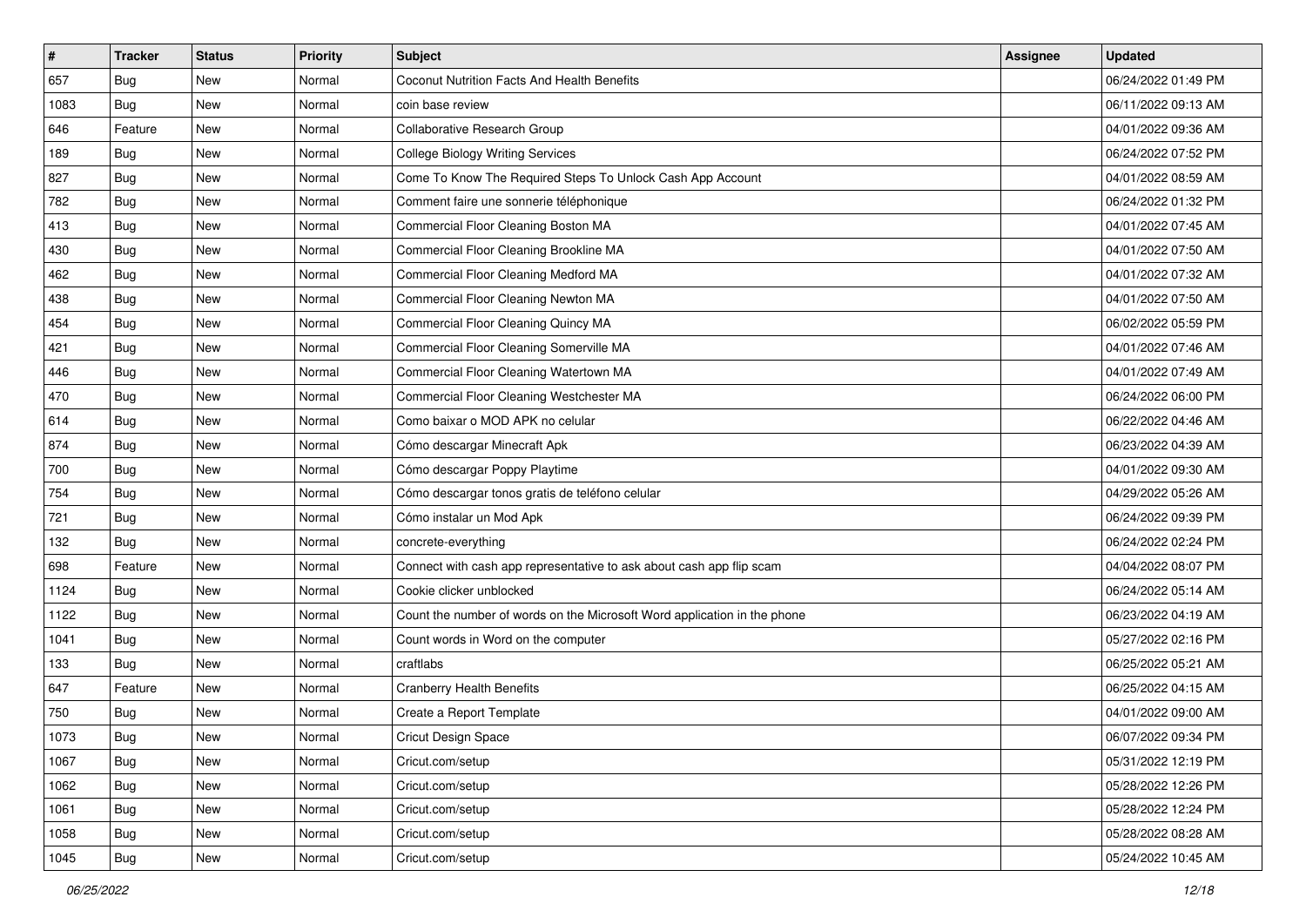| # | Tracker | Status | Priority | Subject | Assignee | Updated |
|---|---|---|---|---|---|---|
| 657 | Bug | New | Normal | Coconut Nutrition Facts And Health Benefits | | 06/24/2022 01:49 PM |
| 1083 | Bug | New | Normal | coin base review | | 06/11/2022 09:13 AM |
| 646 | Feature | New | Normal | Collaborative Research Group | | 04/01/2022 09:36 AM |
| 189 | Bug | New | Normal | College Biology Writing Services | | 06/24/2022 07:52 PM |
| 827 | Bug | New | Normal | Come To Know The Required Steps To Unlock Cash App Account | | 04/01/2022 08:59 AM |
| 782 | Bug | New | Normal | Comment faire une sonnerie téléphonique | | 06/24/2022 01:32 PM |
| 413 | Bug | New | Normal | Commercial Floor Cleaning Boston MA | | 04/01/2022 07:45 AM |
| 430 | Bug | New | Normal | Commercial Floor Cleaning Brookline MA | | 04/01/2022 07:50 AM |
| 462 | Bug | New | Normal | Commercial Floor Cleaning Medford MA | | 04/01/2022 07:32 AM |
| 438 | Bug | New | Normal | Commercial Floor Cleaning Newton MA | | 04/01/2022 07:50 AM |
| 454 | Bug | New | Normal | Commercial Floor Cleaning Quincy MA | | 06/02/2022 05:59 PM |
| 421 | Bug | New | Normal | Commercial Floor Cleaning Somerville MA | | 04/01/2022 07:46 AM |
| 446 | Bug | New | Normal | Commercial Floor Cleaning Watertown MA | | 04/01/2022 07:49 AM |
| 470 | Bug | New | Normal | Commercial Floor Cleaning Westchester MA | | 06/24/2022 06:00 PM |
| 614 | Bug | New | Normal | Como baixar o MOD APK no celular | | 06/22/2022 04:46 AM |
| 874 | Bug | New | Normal | Cómo descargar Minecraft Apk | | 06/23/2022 04:39 AM |
| 700 | Bug | New | Normal | Cómo descargar Poppy Playtime | | 04/01/2022 09:30 AM |
| 754 | Bug | New | Normal | Cómo descargar tonos gratis de teléfono celular | | 04/29/2022 05:26 AM |
| 721 | Bug | New | Normal | Cómo instalar un Mod Apk | | 06/24/2022 09:39 PM |
| 132 | Bug | New | Normal | concrete-everything | | 06/24/2022 02:24 PM |
| 698 | Feature | New | Normal | Connect with cash app representative to ask about cash app flip scam | | 04/04/2022 08:07 PM |
| 1124 | Bug | New | Normal | Cookie clicker unblocked | | 06/24/2022 05:14 AM |
| 1122 | Bug | New | Normal | Count the number of words on the Microsoft Word application in the phone | | 06/23/2022 04:19 AM |
| 1041 | Bug | New | Normal | Count words in Word on the computer | | 05/27/2022 02:16 PM |
| 133 | Bug | New | Normal | craftlabs | | 06/25/2022 05:21 AM |
| 647 | Feature | New | Normal | Cranberry Health Benefits | | 06/25/2022 04:15 AM |
| 750 | Bug | New | Normal | Create a Report Template | | 04/01/2022 09:00 AM |
| 1073 | Bug | New | Normal | Cricut Design Space | | 06/07/2022 09:34 PM |
| 1067 | Bug | New | Normal | Cricut.com/setup | | 05/31/2022 12:19 PM |
| 1062 | Bug | New | Normal | Cricut.com/setup | | 05/28/2022 12:26 PM |
| 1061 | Bug | New | Normal | Cricut.com/setup | | 05/28/2022 12:24 PM |
| 1058 | Bug | New | Normal | Cricut.com/setup | | 05/28/2022 08:28 AM |
| 1045 | Bug | New | Normal | Cricut.com/setup | | 05/24/2022 10:45 AM |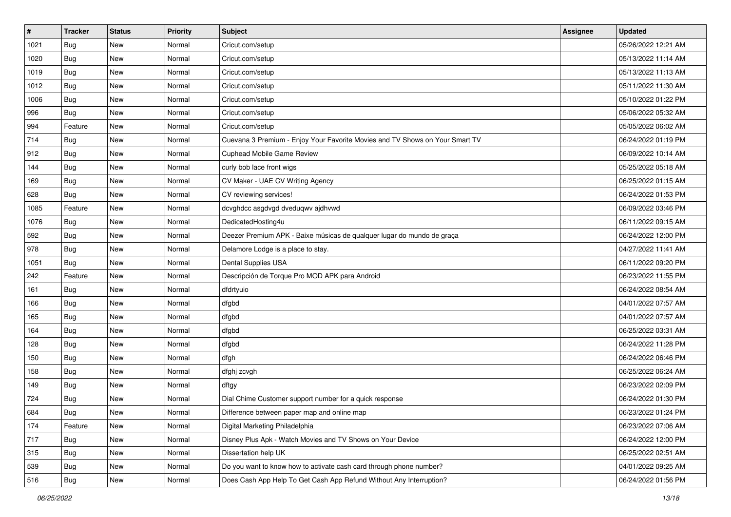| # | Tracker | Status | Priority | Subject | Assignee | Updated |
|---|---|---|---|---|---|---|
| 1021 | Bug | New | Normal | Cricut.com/setup | | 05/26/2022 12:21 AM |
| 1020 | Bug | New | Normal | Cricut.com/setup | | 05/13/2022 11:14 AM |
| 1019 | Bug | New | Normal | Cricut.com/setup | | 05/13/2022 11:13 AM |
| 1012 | Bug | New | Normal | Cricut.com/setup | | 05/11/2022 11:30 AM |
| 1006 | Bug | New | Normal | Cricut.com/setup | | 05/10/2022 01:22 PM |
| 996 | Bug | New | Normal | Cricut.com/setup | | 05/06/2022 05:32 AM |
| 994 | Feature | New | Normal | Cricut.com/setup | | 05/05/2022 06:02 AM |
| 714 | Bug | New | Normal | Cuevana 3 Premium - Enjoy Your Favorite Movies and TV Shows on Your Smart TV | | 06/24/2022 01:19 PM |
| 912 | Bug | New | Normal | Cuphead Mobile Game Review | | 06/09/2022 10:14 AM |
| 144 | Bug | New | Normal | curly bob lace front wigs | | 05/25/2022 05:18 AM |
| 169 | Bug | New | Normal | CV Maker - UAE CV Writing Agency | | 06/25/2022 01:15 AM |
| 628 | Bug | New | Normal | CV reviewing services! | | 06/24/2022 01:53 PM |
| 1085 | Feature | New | Normal | dcvghdcc asgdvgd dveduqwv ajdhvwd | | 06/09/2022 03:46 PM |
| 1076 | Bug | New | Normal | DedicatedHosting4u | | 06/11/2022 09:15 AM |
| 592 | Bug | New | Normal | Deezer Premium APK - Baixe músicas de qualquer lugar do mundo de graça | | 06/24/2022 12:00 PM |
| 978 | Bug | New | Normal | Delamore Lodge is a place to stay. | | 04/27/2022 11:41 AM |
| 1051 | Bug | New | Normal | Dental Supplies USA | | 06/11/2022 09:20 PM |
| 242 | Feature | New | Normal | Descripción de Torque Pro MOD APK para Android | | 06/23/2022 11:55 PM |
| 161 | Bug | New | Normal | dfdrtyuio | | 06/24/2022 08:54 AM |
| 166 | Bug | New | Normal | dfgbd | | 04/01/2022 07:57 AM |
| 165 | Bug | New | Normal | dfgbd | | 04/01/2022 07:57 AM |
| 164 | Bug | New | Normal | dfgbd | | 06/25/2022 03:31 AM |
| 128 | Bug | New | Normal | dfgbd | | 06/24/2022 11:28 PM |
| 150 | Bug | New | Normal | dfgh | | 06/24/2022 06:46 PM |
| 158 | Bug | New | Normal | dfghj zcvgh | | 06/25/2022 06:24 AM |
| 149 | Bug | New | Normal | dftgy | | 06/23/2022 02:09 PM |
| 724 | Bug | New | Normal | Dial Chime Customer support number for a quick response | | 06/24/2022 01:30 PM |
| 684 | Bug | New | Normal | Difference between paper map and online map | | 06/23/2022 01:24 PM |
| 174 | Feature | New | Normal | Digital Marketing Philadelphia | | 06/23/2022 07:06 AM |
| 717 | Bug | New | Normal | Disney Plus Apk - Watch Movies and TV Shows on Your Device | | 06/24/2022 12:00 PM |
| 315 | Bug | New | Normal | Dissertation help UK | | 06/25/2022 02:51 AM |
| 539 | Bug | New | Normal | Do you want to know how to activate cash card through phone number? | | 04/01/2022 09:25 AM |
| 516 | Bug | New | Normal | Does Cash App Help To Get Cash App Refund Without Any Interruption? | | 06/24/2022 01:56 PM |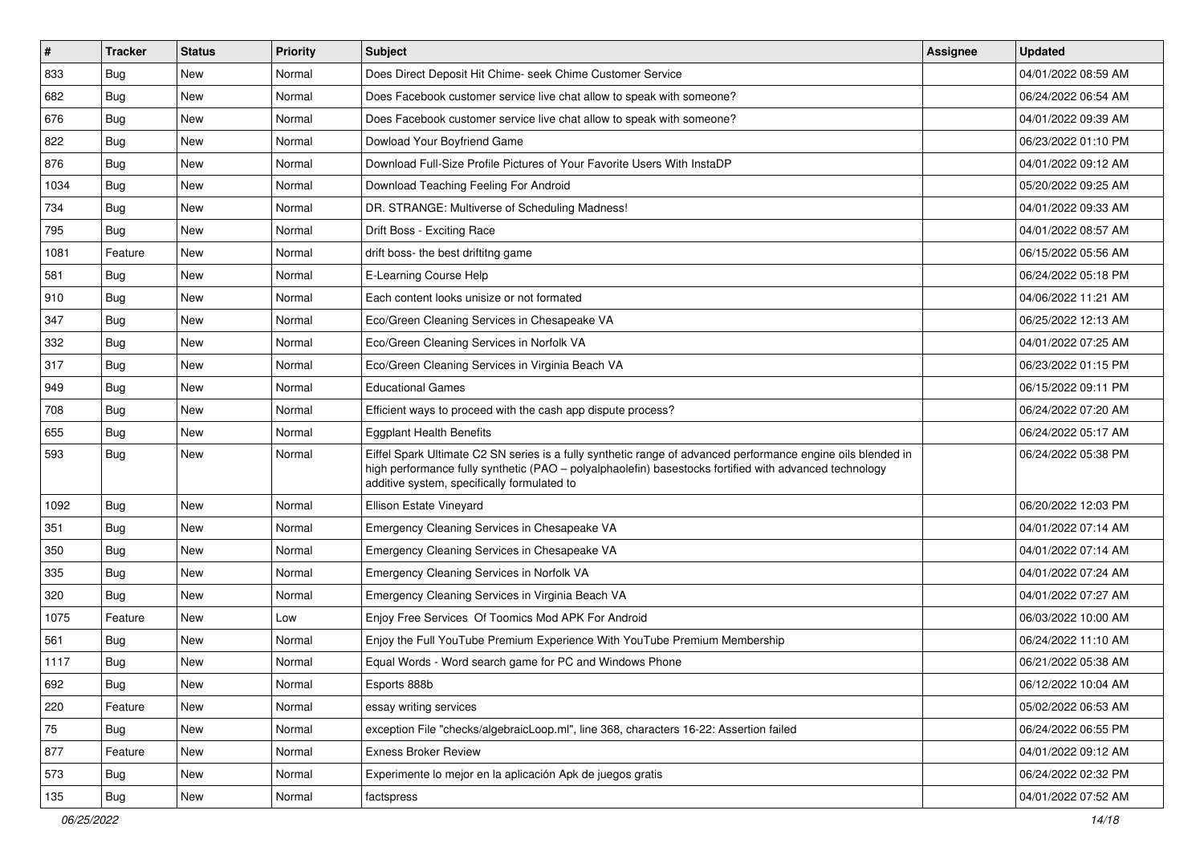| # | Tracker | Status | Priority | Subject | Assignee | Updated |
|---|---|---|---|---|---|---|
| 833 | Bug | New | Normal | Does Direct Deposit Hit Chime- seek Chime Customer Service | | 04/01/2022 08:59 AM |
| 682 | Bug | New | Normal | Does Facebook customer service live chat allow to speak with someone? | | 06/24/2022 06:54 AM |
| 676 | Bug | New | Normal | Does Facebook customer service live chat allow to speak with someone? | | 04/01/2022 09:39 AM |
| 822 | Bug | New | Normal | Dowload Your Boyfriend Game | | 06/23/2022 01:10 PM |
| 876 | Bug | New | Normal | Download Full-Size Profile Pictures of Your Favorite Users With InstaDP | | 04/01/2022 09:12 AM |
| 1034 | Bug | New | Normal | Download Teaching Feeling For Android | | 05/20/2022 09:25 AM |
| 734 | Bug | New | Normal | DR. STRANGE: Multiverse of Scheduling Madness! | | 04/01/2022 09:33 AM |
| 795 | Bug | New | Normal | Drift Boss - Exciting Race | | 04/01/2022 08:57 AM |
| 1081 | Feature | New | Normal | drift boss- the best driftitng game | | 06/15/2022 05:56 AM |
| 581 | Bug | New | Normal | E-Learning Course Help | | 06/24/2022 05:18 PM |
| 910 | Bug | New | Normal | Each content looks unisize or not formated | | 04/06/2022 11:21 AM |
| 347 | Bug | New | Normal | Eco/Green Cleaning Services in Chesapeake VA | | 06/25/2022 12:13 AM |
| 332 | Bug | New | Normal | Eco/Green Cleaning Services in Norfolk VA | | 04/01/2022 07:25 AM |
| 317 | Bug | New | Normal | Eco/Green Cleaning Services in Virginia Beach VA | | 06/23/2022 01:15 PM |
| 949 | Bug | New | Normal | Educational Games | | 06/15/2022 09:11 PM |
| 708 | Bug | New | Normal | Efficient ways to proceed with the cash app dispute process? | | 06/24/2022 07:20 AM |
| 655 | Bug | New | Normal | Eggplant Health Benefits | | 06/24/2022 05:17 AM |
| 593 | Bug | New | Normal | Eiffel Spark Ultimate C2 SN series is a fully synthetic range of advanced performance engine oils blended in high performance fully synthetic (PAO – polyalphaolefin) basestocks fortified with advanced technology additive system, specifically formulated to | | 06/24/2022 05:38 PM |
| 1092 | Bug | New | Normal | Ellison Estate Vineyard | | 06/20/2022 12:03 PM |
| 351 | Bug | New | Normal | Emergency Cleaning Services in Chesapeake VA | | 04/01/2022 07:14 AM |
| 350 | Bug | New | Normal | Emergency Cleaning Services in Chesapeake VA | | 04/01/2022 07:14 AM |
| 335 | Bug | New | Normal | Emergency Cleaning Services in Norfolk VA | | 04/01/2022 07:24 AM |
| 320 | Bug | New | Normal | Emergency Cleaning Services in Virginia Beach VA | | 04/01/2022 07:27 AM |
| 1075 | Feature | New | Low | Enjoy Free Services Of Toomics Mod APK For Android | | 06/03/2022 10:00 AM |
| 561 | Bug | New | Normal | Enjoy the Full YouTube Premium Experience With YouTube Premium Membership | | 06/24/2022 11:10 AM |
| 1117 | Bug | New | Normal | Equal Words - Word search game for PC and Windows Phone | | 06/21/2022 05:38 AM |
| 692 | Bug | New | Normal | Esports 888b | | 06/12/2022 10:04 AM |
| 220 | Feature | New | Normal | essay writing services | | 05/02/2022 06:53 AM |
| 75 | Bug | New | Normal | exception File "checks/algebraicLoop.ml", line 368, characters 16-22: Assertion failed | | 06/24/2022 06:55 PM |
| 877 | Feature | New | Normal | Exness Broker Review | | 04/01/2022 09:12 AM |
| 573 | Bug | New | Normal | Experimente lo mejor en la aplicación Apk de juegos gratis | | 06/24/2022 02:32 PM |
| 135 | Bug | New | Normal | factspress | | 04/01/2022 07:52 AM |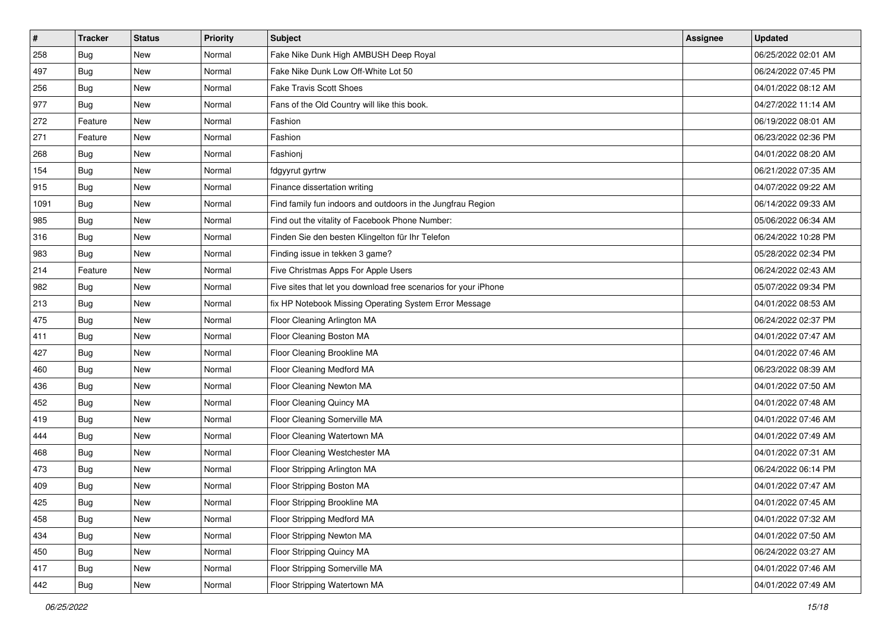| # | Tracker | Status | Priority | Subject | Assignee | Updated |
|---|---|---|---|---|---|---|
| 258 | Bug | New | Normal | Fake Nike Dunk High AMBUSH Deep Royal | | 06/25/2022 02:01 AM |
| 497 | Bug | New | Normal | Fake Nike Dunk Low Off-White Lot 50 | | 06/24/2022 07:45 PM |
| 256 | Bug | New | Normal | Fake Travis Scott Shoes | | 04/01/2022 08:12 AM |
| 977 | Bug | New | Normal | Fans of the Old Country will like this book. | | 04/27/2022 11:14 AM |
| 272 | Feature | New | Normal | Fashion | | 06/19/2022 08:01 AM |
| 271 | Feature | New | Normal | Fashion | | 06/23/2022 02:36 PM |
| 268 | Bug | New | Normal | Fashionj | | 04/01/2022 08:20 AM |
| 154 | Bug | New | Normal | fdgyyrut gyrtrw | | 06/21/2022 07:35 AM |
| 915 | Bug | New | Normal | Finance dissertation writing | | 04/07/2022 09:22 AM |
| 1091 | Bug | New | Normal | Find family fun indoors and outdoors in the Jungfrau Region | | 06/14/2022 09:33 AM |
| 985 | Bug | New | Normal | Find out the vitality of Facebook Phone Number: | | 05/06/2022 06:34 AM |
| 316 | Bug | New | Normal | Finden Sie den besten Klingelton für Ihr Telefon | | 06/24/2022 10:28 PM |
| 983 | Bug | New | Normal | Finding issue in tekken 3 game? | | 05/28/2022 02:34 PM |
| 214 | Feature | New | Normal | Five Christmas Apps For Apple Users | | 06/24/2022 02:43 AM |
| 982 | Bug | New | Normal | Five sites that let you download free scenarios for your iPhone | | 05/07/2022 09:34 PM |
| 213 | Bug | New | Normal | fix HP Notebook Missing Operating System Error Message | | 04/01/2022 08:53 AM |
| 475 | Bug | New | Normal | Floor Cleaning Arlington MA | | 06/24/2022 02:37 PM |
| 411 | Bug | New | Normal | Floor Cleaning Boston MA | | 04/01/2022 07:47 AM |
| 427 | Bug | New | Normal | Floor Cleaning Brookline MA | | 04/01/2022 07:46 AM |
| 460 | Bug | New | Normal | Floor Cleaning Medford MA | | 06/23/2022 08:39 AM |
| 436 | Bug | New | Normal | Floor Cleaning Newton MA | | 04/01/2022 07:50 AM |
| 452 | Bug | New | Normal | Floor Cleaning Quincy MA | | 04/01/2022 07:48 AM |
| 419 | Bug | New | Normal | Floor Cleaning Somerville MA | | 04/01/2022 07:46 AM |
| 444 | Bug | New | Normal | Floor Cleaning Watertown MA | | 04/01/2022 07:49 AM |
| 468 | Bug | New | Normal | Floor Cleaning Westchester MA | | 04/01/2022 07:31 AM |
| 473 | Bug | New | Normal | Floor Stripping Arlington MA | | 06/24/2022 06:14 PM |
| 409 | Bug | New | Normal | Floor Stripping Boston MA | | 04/01/2022 07:47 AM |
| 425 | Bug | New | Normal | Floor Stripping Brookline MA | | 04/01/2022 07:45 AM |
| 458 | Bug | New | Normal | Floor Stripping Medford MA | | 04/01/2022 07:32 AM |
| 434 | Bug | New | Normal | Floor Stripping Newton MA | | 04/01/2022 07:50 AM |
| 450 | Bug | New | Normal | Floor Stripping Quincy MA | | 06/24/2022 03:27 AM |
| 417 | Bug | New | Normal | Floor Stripping Somerville MA | | 04/01/2022 07:46 AM |
| 442 | Bug | New | Normal | Floor Stripping Watertown MA | | 04/01/2022 07:49 AM |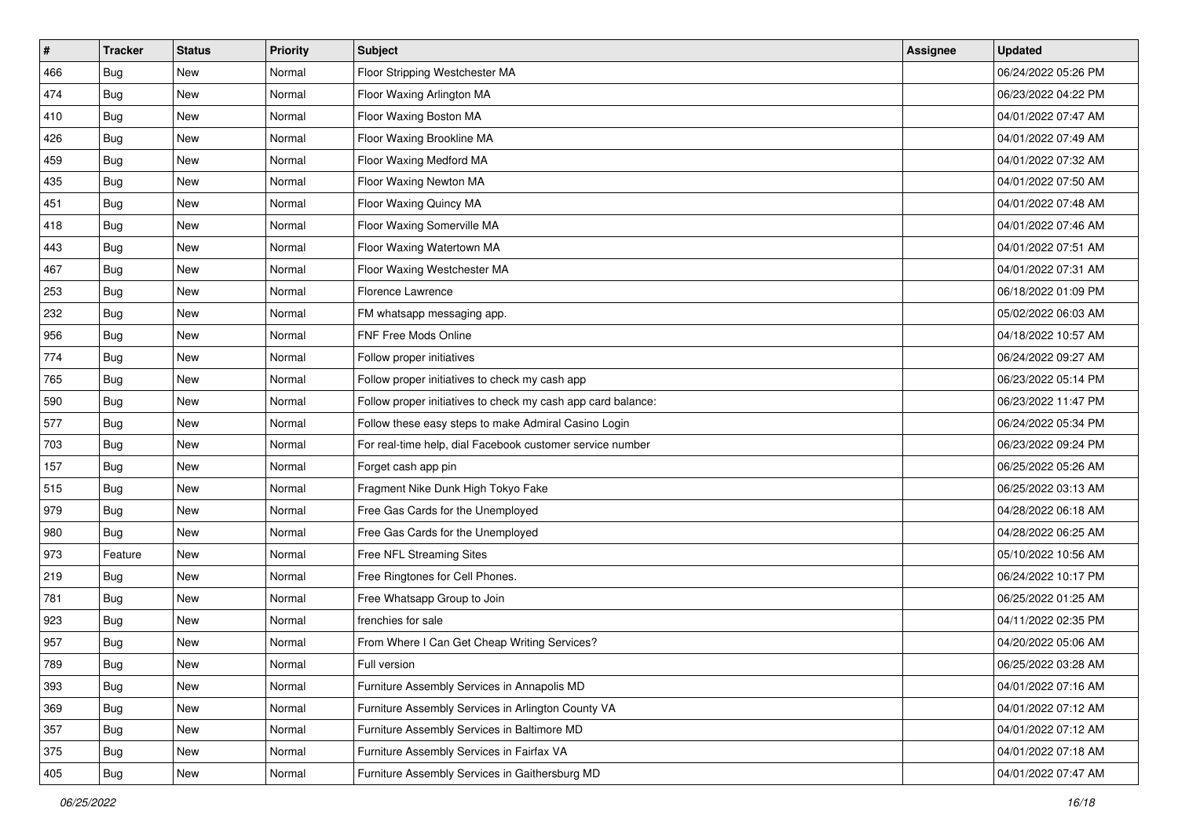| # | Tracker | Status | Priority | Subject | Assignee | Updated |
|---|---|---|---|---|---|---|
| 466 | Bug | New | Normal | Floor Stripping Westchester MA | | 06/24/2022 05:26 PM |
| 474 | Bug | New | Normal | Floor Waxing Arlington MA | | 06/23/2022 04:22 PM |
| 410 | Bug | New | Normal | Floor Waxing Boston MA | | 04/01/2022 07:47 AM |
| 426 | Bug | New | Normal | Floor Waxing Brookline MA | | 04/01/2022 07:49 AM |
| 459 | Bug | New | Normal | Floor Waxing Medford MA | | 04/01/2022 07:32 AM |
| 435 | Bug | New | Normal | Floor Waxing Newton MA | | 04/01/2022 07:50 AM |
| 451 | Bug | New | Normal | Floor Waxing Quincy MA | | 04/01/2022 07:48 AM |
| 418 | Bug | New | Normal | Floor Waxing Somerville MA | | 04/01/2022 07:46 AM |
| 443 | Bug | New | Normal | Floor Waxing Watertown MA | | 04/01/2022 07:51 AM |
| 467 | Bug | New | Normal | Floor Waxing Westchester MA | | 04/01/2022 07:31 AM |
| 253 | Bug | New | Normal | Florence Lawrence | | 06/18/2022 01:09 PM |
| 232 | Bug | New | Normal | FM whatsapp messaging app. | | 05/02/2022 06:03 AM |
| 956 | Bug | New | Normal | FNF Free Mods Online | | 04/18/2022 10:57 AM |
| 774 | Bug | New | Normal | Follow proper initiatives | | 06/24/2022 09:27 AM |
| 765 | Bug | New | Normal | Follow proper initiatives to check my cash app | | 06/23/2022 05:14 PM |
| 590 | Bug | New | Normal | Follow proper initiatives to check my cash app card balance: | | 06/23/2022 11:47 PM |
| 577 | Bug | New | Normal | Follow these easy steps to make Admiral Casino Login | | 06/24/2022 05:34 PM |
| 703 | Bug | New | Normal | For real-time help, dial Facebook customer service number | | 06/23/2022 09:24 PM |
| 157 | Bug | New | Normal | Forget cash app pin | | 06/25/2022 05:26 AM |
| 515 | Bug | New | Normal | Fragment Nike Dunk High Tokyo Fake | | 06/25/2022 03:13 AM |
| 979 | Bug | New | Normal | Free Gas Cards for the Unemployed | | 04/28/2022 06:18 AM |
| 980 | Bug | New | Normal | Free Gas Cards for the Unemployed | | 04/28/2022 06:25 AM |
| 973 | Feature | New | Normal | Free NFL Streaming Sites | | 05/10/2022 10:56 AM |
| 219 | Bug | New | Normal | Free Ringtones for Cell Phones. | | 06/24/2022 10:17 PM |
| 781 | Bug | New | Normal | Free Whatsapp Group to Join | | 06/25/2022 01:25 AM |
| 923 | Bug | New | Normal | frenchies for sale | | 04/11/2022 02:35 PM |
| 957 | Bug | New | Normal | From Where I Can Get Cheap Writing Services? | | 04/20/2022 05:06 AM |
| 789 | Bug | New | Normal | Full version | | 06/25/2022 03:28 AM |
| 393 | Bug | New | Normal | Furniture Assembly Services in Annapolis MD | | 04/01/2022 07:16 AM |
| 369 | Bug | New | Normal | Furniture Assembly Services in Arlington County VA | | 04/01/2022 07:12 AM |
| 357 | Bug | New | Normal | Furniture Assembly Services in Baltimore MD | | 04/01/2022 07:12 AM |
| 375 | Bug | New | Normal | Furniture Assembly Services in Fairfax VA | | 04/01/2022 07:18 AM |
| 405 | Bug | New | Normal | Furniture Assembly Services in Gaithersburg MD | | 04/01/2022 07:47 AM |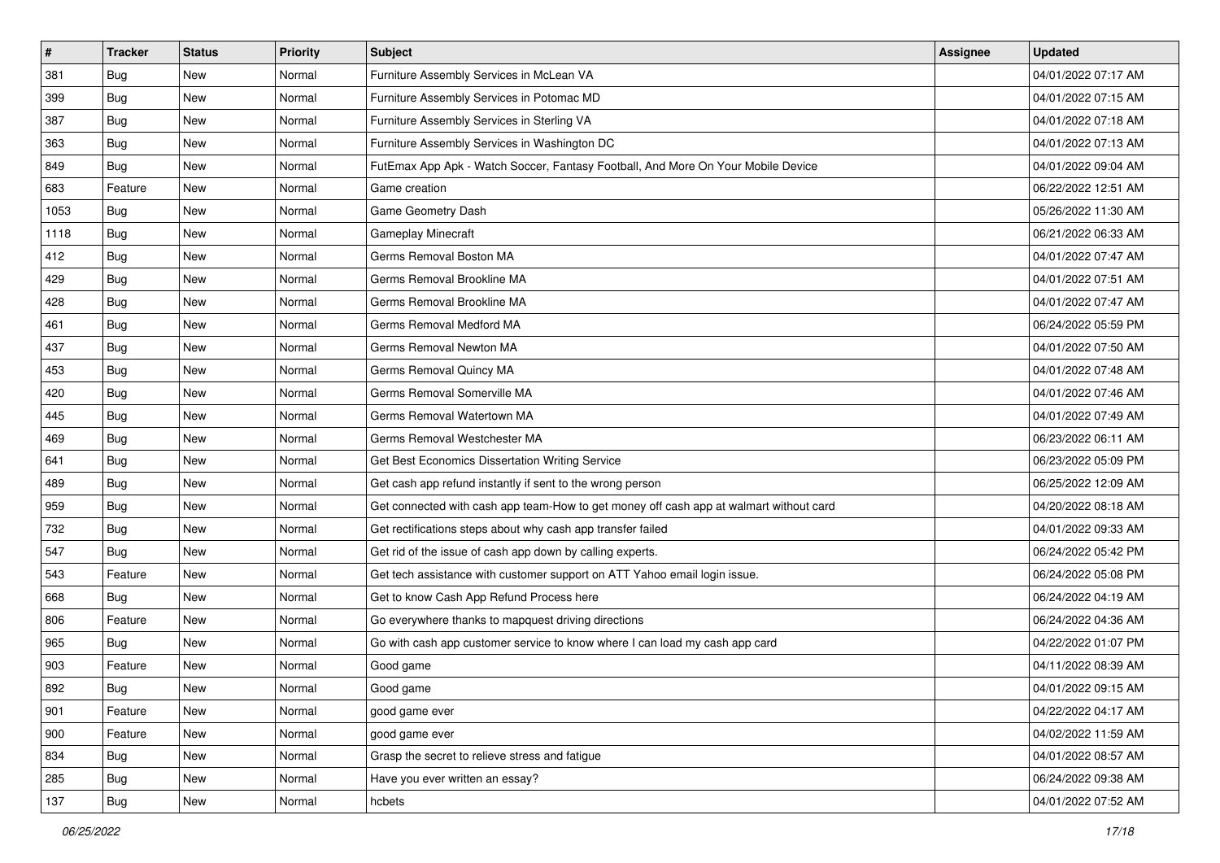| # | Tracker | Status | Priority | Subject | Assignee | Updated |
|---|---|---|---|---|---|---|
| 381 | Bug | New | Normal | Furniture Assembly Services in McLean VA | | 04/01/2022 07:17 AM |
| 399 | Bug | New | Normal | Furniture Assembly Services in Potomac MD | | 04/01/2022 07:15 AM |
| 387 | Bug | New | Normal | Furniture Assembly Services in Sterling VA | | 04/01/2022 07:18 AM |
| 363 | Bug | New | Normal | Furniture Assembly Services in Washington DC | | 04/01/2022 07:13 AM |
| 849 | Bug | New | Normal | FutEmax App Apk - Watch Soccer, Fantasy Football, And More On Your Mobile Device | | 04/01/2022 09:04 AM |
| 683 | Feature | New | Normal | Game creation | | 06/22/2022 12:51 AM |
| 1053 | Bug | New | Normal | Game Geometry Dash | | 05/26/2022 11:30 AM |
| 1118 | Bug | New | Normal | Gameplay Minecraft | | 06/21/2022 06:33 AM |
| 412 | Bug | New | Normal | Germs Removal Boston MA | | 04/01/2022 07:47 AM |
| 429 | Bug | New | Normal | Germs Removal Brookline MA | | 04/01/2022 07:51 AM |
| 428 | Bug | New | Normal | Germs Removal Brookline MA | | 04/01/2022 07:47 AM |
| 461 | Bug | New | Normal | Germs Removal Medford MA | | 06/24/2022 05:59 PM |
| 437 | Bug | New | Normal | Germs Removal Newton MA | | 04/01/2022 07:50 AM |
| 453 | Bug | New | Normal | Germs Removal Quincy MA | | 04/01/2022 07:48 AM |
| 420 | Bug | New | Normal | Germs Removal Somerville MA | | 04/01/2022 07:46 AM |
| 445 | Bug | New | Normal | Germs Removal Watertown MA | | 04/01/2022 07:49 AM |
| 469 | Bug | New | Normal | Germs Removal Westchester MA | | 06/23/2022 06:11 AM |
| 641 | Bug | New | Normal | Get Best Economics Dissertation Writing Service | | 06/23/2022 05:09 PM |
| 489 | Bug | New | Normal | Get cash app refund instantly if sent to the wrong person | | 06/25/2022 12:09 AM |
| 959 | Bug | New | Normal | Get connected with cash app team-How to get money off cash app at walmart without card | | 04/20/2022 08:18 AM |
| 732 | Bug | New | Normal | Get rectifications steps about why cash app transfer failed | | 04/01/2022 09:33 AM |
| 547 | Bug | New | Normal | Get rid of the issue of cash app down by calling experts. | | 06/24/2022 05:42 PM |
| 543 | Feature | New | Normal | Get tech assistance with customer support on ATT Yahoo email login issue. | | 06/24/2022 05:08 PM |
| 668 | Bug | New | Normal | Get to know Cash App Refund Process here | | 06/24/2022 04:19 AM |
| 806 | Feature | New | Normal | Go everywhere thanks to mapquest driving directions | | 06/24/2022 04:36 AM |
| 965 | Bug | New | Normal | Go with cash app customer service to know where I can load my cash app card | | 04/22/2022 01:07 PM |
| 903 | Feature | New | Normal | Good game | | 04/11/2022 08:39 AM |
| 892 | Bug | New | Normal | Good game | | 04/01/2022 09:15 AM |
| 901 | Feature | New | Normal | good game ever | | 04/22/2022 04:17 AM |
| 900 | Feature | New | Normal | good game ever | | 04/02/2022 11:59 AM |
| 834 | Bug | New | Normal | Grasp the secret to relieve stress and fatigue | | 04/01/2022 08:57 AM |
| 285 | Bug | New | Normal | Have you ever written an essay? | | 06/24/2022 09:38 AM |
| 137 | Bug | New | Normal | hcbets | | 04/01/2022 07:52 AM |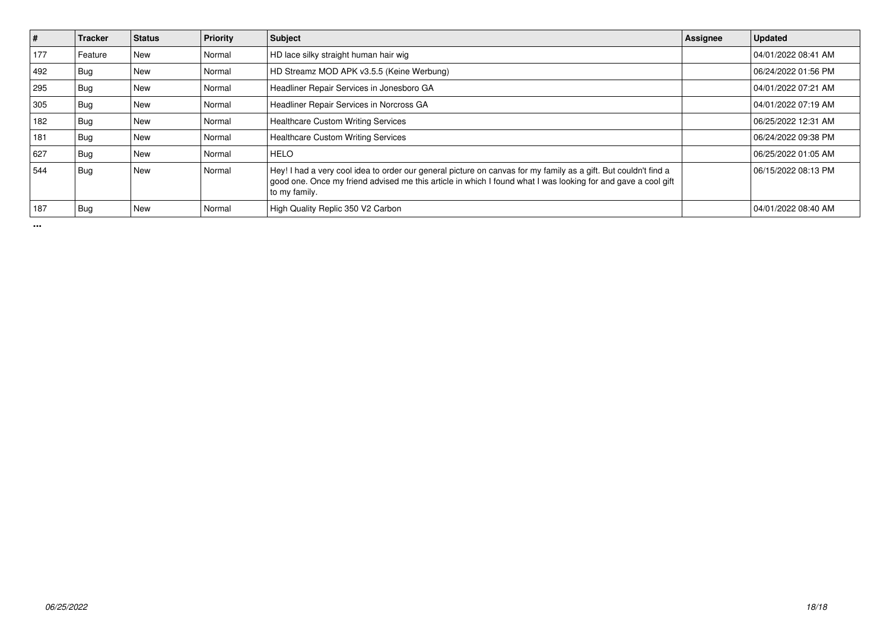| # | Tracker | Status | Priority | Subject | Assignee | Updated |
| --- | --- | --- | --- | --- | --- | --- |
| 177 | Feature | New | Normal | HD lace silky straight human hair wig | | 04/01/2022 08:41 AM |
| 492 | Bug | New | Normal | HD Streamz MOD APK v3.5.5 (Keine Werbung) | | 06/24/2022 01:56 PM |
| 295 | Bug | New | Normal | Headliner Repair Services in Jonesboro GA | | 04/01/2022 07:21 AM |
| 305 | Bug | New | Normal | Headliner Repair Services in Norcross GA | | 04/01/2022 07:19 AM |
| 182 | Bug | New | Normal | Healthcare Custom Writing Services | | 06/25/2022 12:31 AM |
| 181 | Bug | New | Normal | Healthcare Custom Writing Services | | 06/24/2022 09:38 PM |
| 627 | Bug | New | Normal | HELO | | 06/25/2022 01:05 AM |
| 544 | Bug | New | Normal | Hey! I had a very cool idea to order our general picture on canvas for my family as a gift. But couldn't find a good one. Once my friend advised me this article in which I found what I was looking for and gave a cool gift to my family. | | 06/15/2022 08:13 PM |
| 187 | Bug | New | Normal | High Quality Replic 350 V2 Carbon | | 04/01/2022 08:40 AM |

...